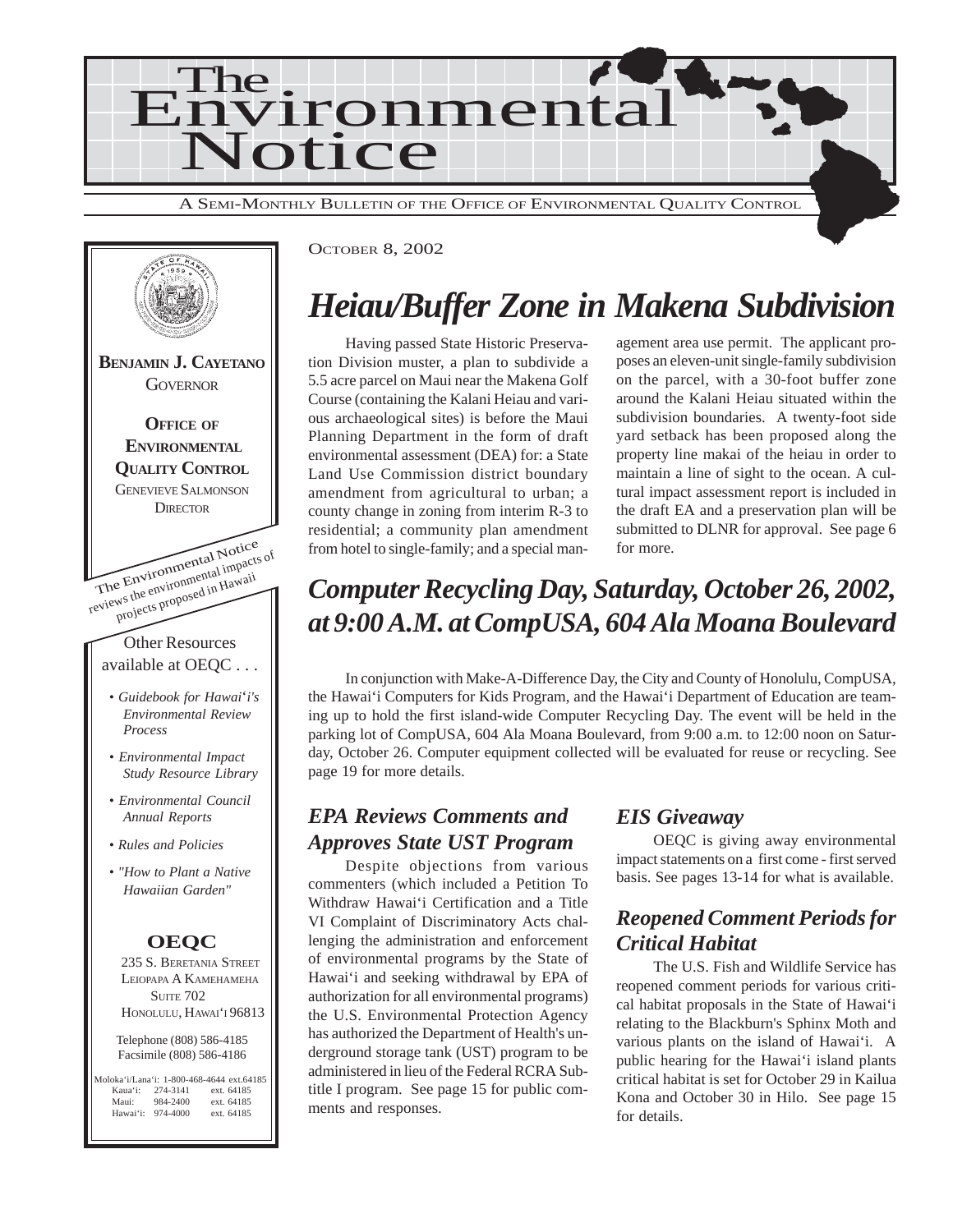# The Environmental Notice

A SEMI-MONTHLY BULLETIN OF THE OFFICE OF ENVIRONMENTAL QUALITY CONTROL

**BENJAMIN J. CAYETANO**
GOVERNOR

**OFFICE OF ENVIRONMENTAL QUALITY CONTROL**
GENEVIEVE SALMONSON
DIRECTOR

The Environmental Notice reviews the environmental impacts of projects proposed in Hawaii

Other Resources available at OEQC . . .

- *Guidebook for Hawai'i's Environmental Review Process*
- *Environmental Impact Study Resource Library*
- *Environmental Council Annual Reports*
- *Rules and Policies*
- *"How to Plant a Native Hawaiian Garden"*

**OEQC**
235 S. BERETANIA STREET
LEIOPAPA A KAMEHAMEHA
SUITE 702
HONOLULU, HAWAI'I 96813

Telephone (808) 586-4185
Facsimile (808) 586-4186

Moloka'i/Lana'i: 1-800-468-4644 ext.64185
Kaua'i: 274-3141 ext. 64185
Maui: 984-2400 ext. 64185
Hawai'i: 974-4000 ext. 64185

OCTOBER 8, 2002

## Heiau/Buffer Zone in Makena Subdivision

Having passed State Historic Preservation Division muster, a plan to subdivide a 5.5 acre parcel on Maui near the Makena Golf Course (containing the Kalani Heiau and various archaeological sites) is before the Maui Planning Department in the form of draft environmental assessment (DEA) for: a State Land Use Commission district boundary amendment from agricultural to urban; a county change in zoning from interim R-3 to residential; a community plan amendment from hotel to single-family; and a special management area use permit. The applicant proposes an eleven-unit single-family subdivision on the parcel, with a 30-foot buffer zone around the Kalani Heiau situated within the subdivision boundaries. A twenty-foot side yard setback has been proposed along the property line makai of the heiau in order to maintain a line of sight to the ocean. A cultural impact assessment report is included in the draft EA and a preservation plan will be submitted to DLNR for approval. See page 6 for more.

## Computer Recycling Day, Saturday, October 26, 2002, at 9:00 A.M. at CompUSA, 604 Ala Moana Boulevard

In conjunction with Make-A-Difference Day, the City and County of Honolulu, CompUSA, the Hawai'i Computers for Kids Program, and the Hawai'i Department of Education are teaming up to hold the first island-wide Computer Recycling Day. The event will be held in the parking lot of CompUSA, 604 Ala Moana Boulevard, from 9:00 a.m. to 12:00 noon on Saturday, October 26. Computer equipment collected will be evaluated for reuse or recycling. See page 19 for more details.

### EPA Reviews Comments and Approves State UST Program

Despite objections from various commenters (which included a Petition To Withdraw Hawai'i Certification and a Title VI Complaint of Discriminatory Acts challenging the administration and enforcement of environmental programs by the State of Hawai'i and seeking withdrawal by EPA of authorization for all environmental programs) the U.S. Environmental Protection Agency has authorized the Department of Health's underground storage tank (UST) program to be administered in lieu of the Federal RCRA Subtitle I program. See page 15 for public comments and responses.

### EIS Giveaway

OEQC is giving away environmental impact statements on a first come - first served basis. See pages 13-14 for what is available.

### Reopened Comment Periods for Critical Habitat

The U.S. Fish and Wildlife Service has reopened comment periods for various critical habitat proposals in the State of Hawai'i relating to the Blackburn's Sphinx Moth and various plants on the island of Hawai'i. A public hearing for the Hawai'i island plants critical habitat is set for October 29 in Kailua Kona and October 30 in Hilo. See page 15 for details.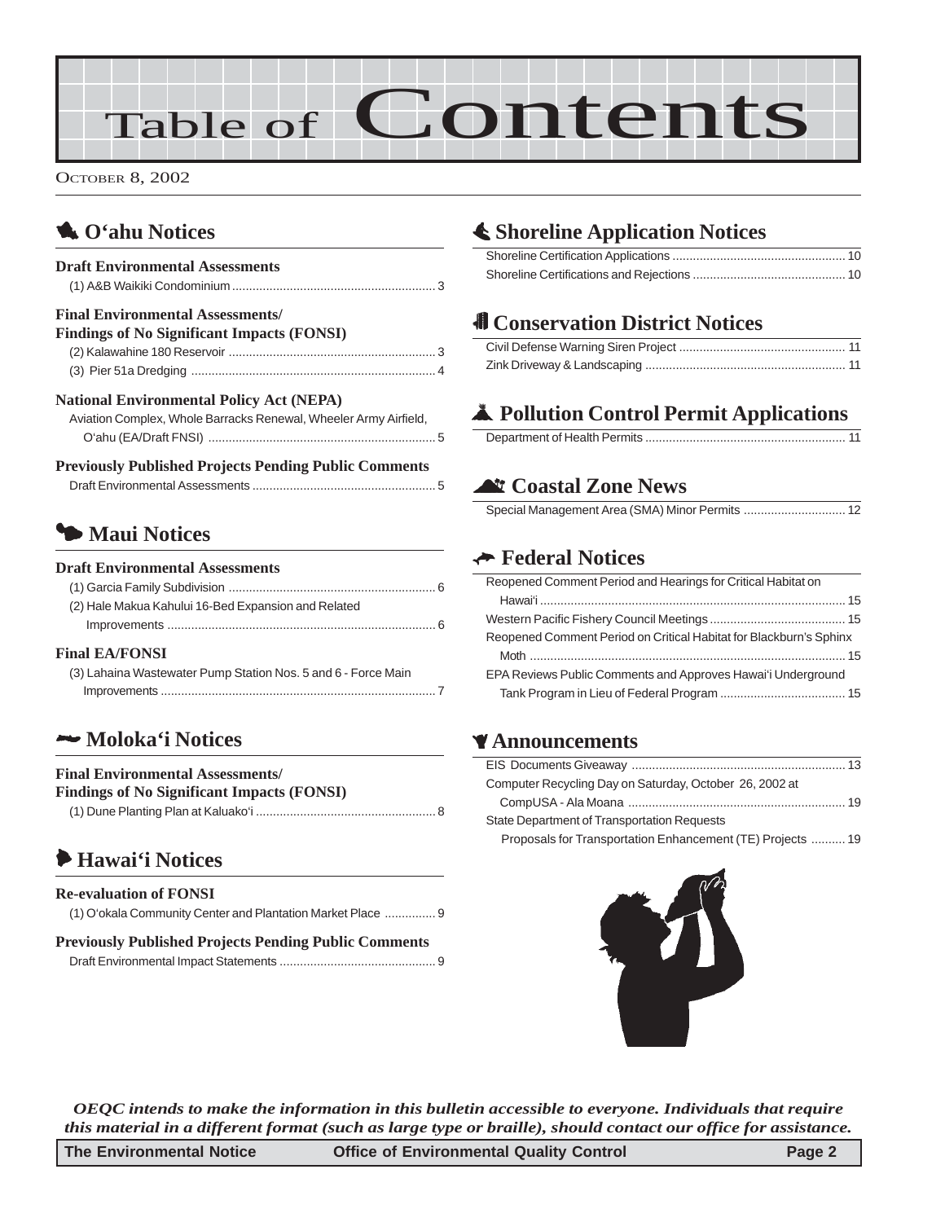# Table of Contents

OCTOBER 8, 2002

## O'ahu Notices

### Draft Environmental Assessments

(1) A&B Waikiki Condominium ... 3

### Final Environmental Assessments/ Findings of No Significant Impacts (FONSI)

(2) Kalawahine 180 Reservoir ... 3

(3) Pier 51a Dredging ... 4

### National Environmental Policy Act (NEPA)

Aviation Complex, Whole Barracks Renewal, Wheeler Army Airfield, O'ahu (EA/Draft FNSI) ... 5

### Previously Published Projects Pending Public Comments

Draft Environmental Assessments ... 5

## Maui Notices

### Draft Environmental Assessments

(1) Garcia Family Subdivision ... 6

(2) Hale Makua Kahului 16-Bed Expansion and Related Improvements ... 6

### Final EA/FONSI

(3) Lahaina Wastewater Pump Station Nos. 5 and 6 - Force Main Improvements ... 7

## Moloka'i Notices

### Final Environmental Assessments/ Findings of No Significant Impacts (FONSI)

(1) Dune Planting Plan at Kaluako'i ... 8

## Hawai'i Notices

### Re-evaluation of FONSI

(1) O'okala Community Center and Plantation Market Place ... 9

### Previously Published Projects Pending Public Comments

Draft Environmental Impact Statements ... 9

## Shoreline Application Notices

Shoreline Certification Applications ... 10

Shoreline Certifications and Rejections ... 10

## Conservation District Notices

Civil Defense Warning Siren Project ... 11

Zink Driveway & Landscaping ... 11

## Pollution Control Permit Applications

Department of Health Permits ... 11

## Coastal Zone News

Special Management Area (SMA) Minor Permits ... 12

## Federal Notices

Reopened Comment Period and Hearings for Critical Habitat on Hawai'i ... 15

Western Pacific Fishery Council Meetings ... 15

Reopened Comment Period on Critical Habitat for Blackburn's Sphinx Moth ... 15

EPA Reviews Public Comments and Approves Hawai'i Underground Tank Program in Lieu of Federal Program ... 15

## Announcements

EIS Documents Giveaway ... 13

Computer Recycling Day on Saturday, October 26, 2002 at CompUSA - Ala Moana ... 19

State Department of Transportation Requests Proposals for Transportation Enhancement (TE) Projects ... 19

*OEQC intends to make the information in this bulletin accessible to everyone. Individuals that require this material in a different format (such as large type or braille), should contact our office for assistance.*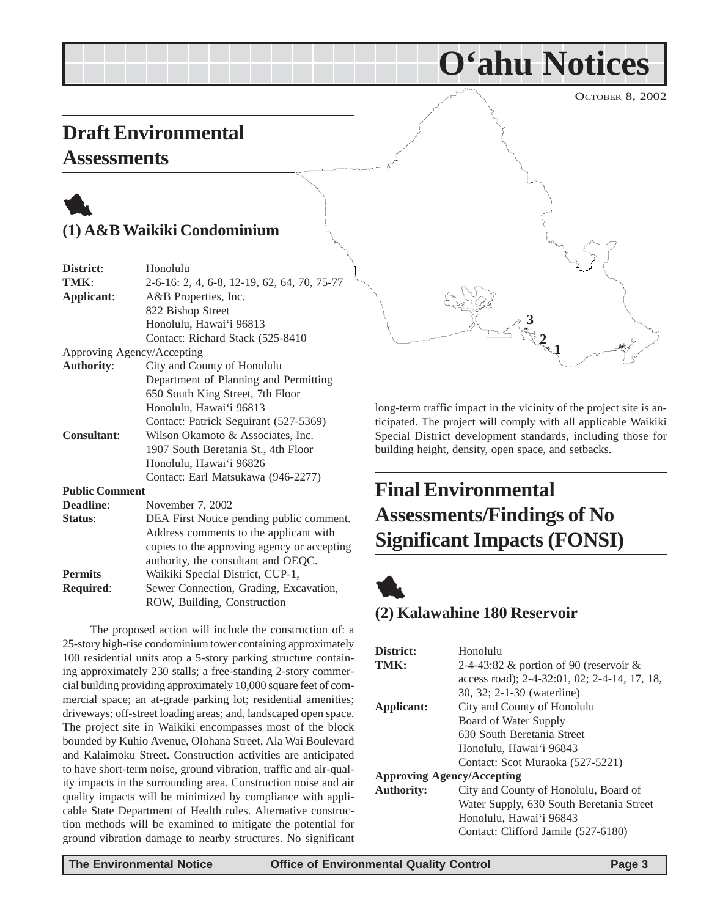# O'ahu Notices

OCTOBER 8, 2002

## Draft Environmental Assessments

### (1) A&B Waikiki Condominium

| | |
|---|---|
| **District**: | Honolulu |
| **TMK**: | 2-6-16: 2, 4, 6-8, 12-19, 62, 64, 70, 75-77 |
| **Applicant**: | A&B Properties, Inc.<br>822 Bishop Street<br>Honolulu, Hawai'i 96813<br>Contact: Richard Stack (525-8410 |
| Approving Agency/Accepting **Authority**: | City and County of Honolulu<br>Department of Planning and Permitting<br>650 South King Street, 7th Floor<br>Honolulu, Hawai'i 96813<br>Contact: Patrick Seguirant (527-5369) |
| **Consultant**: | Wilson Okamoto & Associates, Inc.<br>1907 South Beretania St., 4th Floor<br>Honolulu, Hawai'i 96826<br>Contact: Earl Matsukawa (946-2277) |
| **Public Comment Deadline**: | November 7, 2002 |
| **Status**: | DEA First Notice pending public comment. Address comments to the applicant with copies to the approving agency or accepting authority, the consultant and OEQC. |
| **Permits Required**: | Waikiki Special District, CUP-1, Sewer Connection, Grading, Excavation, ROW, Building, Construction |

The proposed action will include the construction of: a 25-story high-rise condominium tower containing approximately 100 residential units atop a 5-story parking structure containing approximately 230 stalls; a free-standing 2-story commercial building providing approximately 10,000 square feet of commercial space; an at-grade parking lot; residential amenities; driveways; off-street loading areas; and, landscaped open space. The project site in Waikiki encompasses most of the block bounded by Kuhio Avenue, Olohana Street, Ala Wai Boulevard and Kalaimoku Street. Construction activities are anticipated to have short-term noise, ground vibration, traffic and air-quality impacts in the surrounding area. Construction noise and air quality impacts will be minimized by compliance with applicable State Department of Health rules. Alternative construction methods will be examined to mitigate the potential for ground vibration damage to nearby structures. No significant long-term traffic impact in the vicinity of the project site is anticipated. The project will comply with all applicable Waikiki Special District development standards, including those for building height, density, open space, and setbacks.

## Final Environmental Assessments/Findings of No Significant Impacts (FONSI)

### (2) Kalawahine 180 Reservoir

| | |
|---|---|
| **District:** | Honolulu |
| **TMK:** | 2-4-43:82 & portion of 90 (reservoir & access road); 2-4-32:01, 02; 2-4-14, 17, 18, 30, 32; 2-1-39 (waterline) |
| **Applicant:** | City and County of Honolulu<br>Board of Water Supply<br>630 South Beretania Street<br>Honolulu, Hawai'i 96843<br>Contact: Scot Muraoka (527-5221) |
| **Approving Agency/Accepting Authority:** | City and County of Honolulu, Board of Water Supply, 630 South Beretania Street<br>Honolulu, Hawai'i 96843<br>Contact: Clifford Jamile (527-6180) |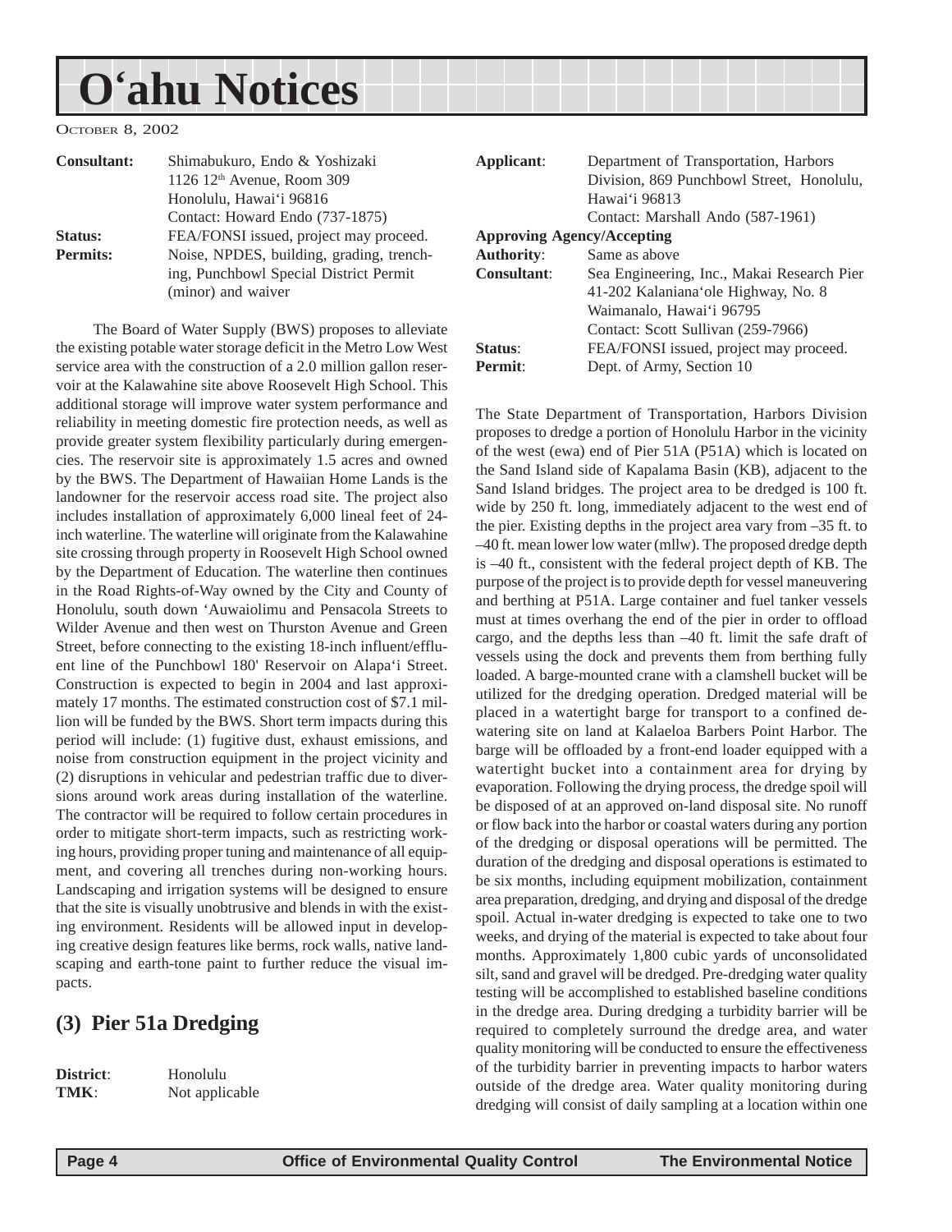# Oʻahu Notices

October 8, 2002

| | |
|---|---|
| **Consultant:** | Shimabukuro, Endo & Yoshizaki<br>1126 12th Avenue, Room 309<br>Honolulu, Hawaiʻi 96816<br>Contact: Howard Endo (737-1875) |
| **Status:** | FEA/FONSI issued, project may proceed. |
| **Permits:** | Noise, NPDES, building, grading, trenching, Punchbowl Special District Permit (minor) and waiver |

The Board of Water Supply (BWS) proposes to alleviate the existing potable water storage deficit in the Metro Low West service area with the construction of a 2.0 million gallon reservoir at the Kalawahine site above Roosevelt High School. This additional storage will improve water system performance and reliability in meeting domestic fire protection needs, as well as provide greater system flexibility particularly during emergencies. The reservoir site is approximately 1.5 acres and owned by the BWS. The Department of Hawaiian Home Lands is the landowner for the reservoir access road site. The project also includes installation of approximately 6,000 lineal feet of 24-inch waterline. The waterline will originate from the Kalawahine site crossing through property in Roosevelt High School owned by the Department of Education. The waterline then continues in the Road Rights-of-Way owned by the City and County of Honolulu, south down ʻAuwaiolimu and Pensacola Streets to Wilder Avenue and then west on Thurston Avenue and Green Street, before connecting to the existing 18-inch influent/effluent line of the Punchbowl 180' Reservoir on Alapaʻi Street. Construction is expected to begin in 2004 and last approximately 17 months. The estimated construction cost of $7.1 million will be funded by the BWS. Short term impacts during this period will include: (1) fugitive dust, exhaust emissions, and noise from construction equipment in the project vicinity and (2) disruptions in vehicular and pedestrian traffic due to diversions around work areas during installation of the waterline. The contractor will be required to follow certain procedures in order to mitigate short-term impacts, such as restricting working hours, providing proper tuning and maintenance of all equipment, and covering all trenches during non-working hours. Landscaping and irrigation systems will be designed to ensure that the site is visually unobtrusive and blends in with the existing environment. Residents will be allowed input in developing creative design features like berms, rock walls, native landscaping and earth-tone paint to further reduce the visual impacts.

## (3) Pier 51a Dredging

| | |
|---|---|
| **District**: | Honolulu |
| **TMK**: | Not applicable |
| **Applicant**: | Department of Transportation, Harbors Division, 869 Punchbowl Street, Honolulu, Hawaiʻi 96813<br>Contact: Marshall Ando (587-1961) |

**Approving Agency/Accepting**

| | |
|---|---|
| **Authority**: | Same as above |
| **Consultant**: | Sea Engineering, Inc., Makai Research Pier<br>41-202 Kalanianaʻole Highway, No. 8<br>Waimanalo, Hawaiʻi 96795<br>Contact: Scott Sullivan (259-7966) |
| **Status**: | FEA/FONSI issued, project may proceed. |
| **Permit**: | Dept. of Army, Section 10 |

The State Department of Transportation, Harbors Division proposes to dredge a portion of Honolulu Harbor in the vicinity of the west (ewa) end of Pier 51A (P51A) which is located on the Sand Island side of Kapalama Basin (KB), adjacent to the Sand Island bridges. The project area to be dredged is 100 ft. wide by 250 ft. long, immediately adjacent to the west end of the pier. Existing depths in the project area vary from –35 ft. to –40 ft. mean lower low water (mllw). The proposed dredge depth is –40 ft., consistent with the federal project depth of KB. The purpose of the project is to provide depth for vessel maneuvering and berthing at P51A. Large container and fuel tanker vessels must at times overhang the end of the pier in order to offload cargo, and the depths less than –40 ft. limit the safe draft of vessels using the dock and prevents them from berthing fully loaded. A barge-mounted crane with a clamshell bucket will be utilized for the dredging operation. Dredged material will be placed in a watertight barge for transport to a confined dewatering site on land at Kalaeloa Barbers Point Harbor. The barge will be offloaded by a front-end loader equipped with a watertight bucket into a containment area for drying by evaporation. Following the drying process, the dredge spoil will be disposed of at an approved on-land disposal site. No runoff or flow back into the harbor or coastal waters during any portion of the dredging or disposal operations will be permitted. The duration of the dredging and disposal operations is estimated to be six months, including equipment mobilization, containment area preparation, dredging, and drying and disposal of the dredge spoil. Actual in-water dredging is expected to take one to two weeks, and drying of the material is expected to take about four months. Approximately 1,800 cubic yards of unconsolidated silt, sand and gravel will be dredged. Pre-dredging water quality testing will be accomplished to established baseline conditions in the dredge area. During dredging a turbidity barrier will be required to completely surround the dredge area, and water quality monitoring will be conducted to ensure the effectiveness of the turbidity barrier in preventing impacts to harbor waters outside of the dredge area. Water quality monitoring during dredging will consist of daily sampling at a location within one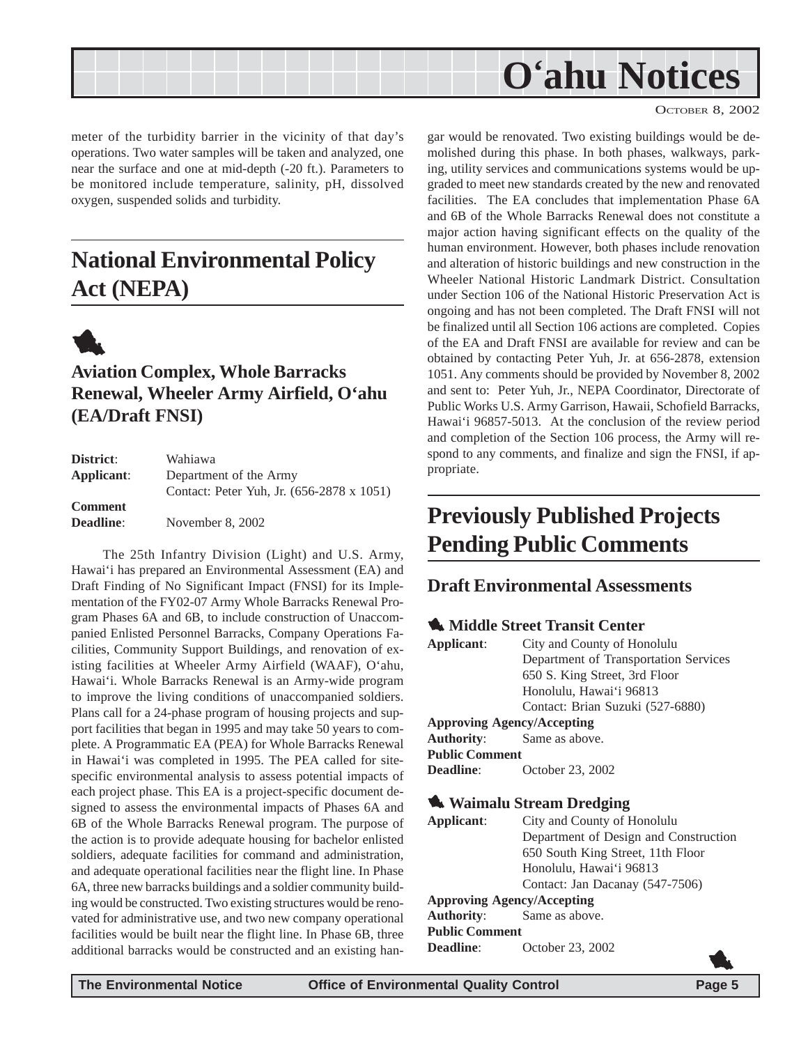meter of the turbidity barrier in the vicinity of that day's operations. Two water samples will be taken and analyzed, one near the surface and one at mid-depth (-20 ft.). Parameters to be monitored include temperature, salinity, pH, dissolved oxygen, suspended solids and turbidity.

## National Environmental Policy Act (NEPA)

### Aviation Complex, Whole Barracks Renewal, Wheeler Army Airfield, O'ahu (EA/Draft FNSI)

**District**: Wahiawa
**Applicant**: Department of the Army
Contact: Peter Yuh, Jr. (656-2878 x 1051)
**Comment Deadline**: November 8, 2002

The 25th Infantry Division (Light) and U.S. Army, Hawai'i has prepared an Environmental Assessment (EA) and Draft Finding of No Significant Impact (FNSI) for its Implementation of the FY02-07 Army Whole Barracks Renewal Program Phases 6A and 6B, to include construction of Unaccompanied Enlisted Personnel Barracks, Company Operations Facilities, Community Support Buildings, and renovation of existing facilities at Wheeler Army Airfield (WAAF), O'ahu, Hawai'i. Whole Barracks Renewal is an Army-wide program to improve the living conditions of unaccompanied soldiers. Plans call for a 24-phase program of housing projects and support facilities that began in 1995 and may take 50 years to complete. A Programmatic EA (PEA) for Whole Barracks Renewal in Hawai'i was completed in 1995. The PEA called for site-specific environmental analysis to assess potential impacts of each project phase. This EA is a project-specific document designed to assess the environmental impacts of Phases 6A and 6B of the Whole Barracks Renewal program. The purpose of the action is to provide adequate housing for bachelor enlisted soldiers, adequate facilities for command and administration, and adequate operational facilities near the flight line. In Phase 6A, three new barracks buildings and a soldier community building would be constructed. Two existing structures would be renovated for administrative use, and two new company operational facilities would be built near the flight line. In Phase 6B, three additional barracks would be constructed and an existing hangar would be renovated. Two existing buildings would be demolished during this phase. In both phases, walkways, parking, utility services and communications systems would be upgraded to meet new standards created by the new and renovated facilities. The EA concludes that implementation Phase 6A and 6B of the Whole Barracks Renewal does not constitute a major action having significant effects on the quality of the human environment. However, both phases include renovation and alteration of historic buildings and new construction in the Wheeler National Historic Landmark District. Consultation under Section 106 of the National Historic Preservation Act is ongoing and has not been completed. The Draft FNSI will not be finalized until all Section 106 actions are completed. Copies of the EA and Draft FNSI are available for review and can be obtained by contacting Peter Yuh, Jr. at 656-2878, extension 1051. Any comments should be provided by November 8, 2002 and sent to: Peter Yuh, Jr., NEPA Coordinator, Directorate of Public Works U.S. Army Garrison, Hawaii, Schofield Barracks, Hawai'i 96857-5013. At the conclusion of the review period and completion of the Section 106 process, the Army will respond to any comments, and finalize and sign the FNSI, if appropriate.

## Previously Published Projects Pending Public Comments

### Draft Environmental Assessments

#### Middle Street Transit Center

**Applicant**: City and County of Honolulu
Department of Transportation Services
650 S. King Street, 3rd Floor
Honolulu, Hawai'i 96813
Contact: Brian Suzuki (527-6880)
**Approving Agency/Accepting Authority**: Same as above.
**Public Comment Deadline**: October 23, 2002

#### Waimalu Stream Dredging

**Applicant**: City and County of Honolulu
Department of Design and Construction
650 South King Street, 11th Floor
Honolulu, Hawai'i 96813
Contact: Jan Dacanay (547-7506)
**Approving Agency/Accepting Authority**: Same as above.
**Public Comment Deadline**: October 23, 2002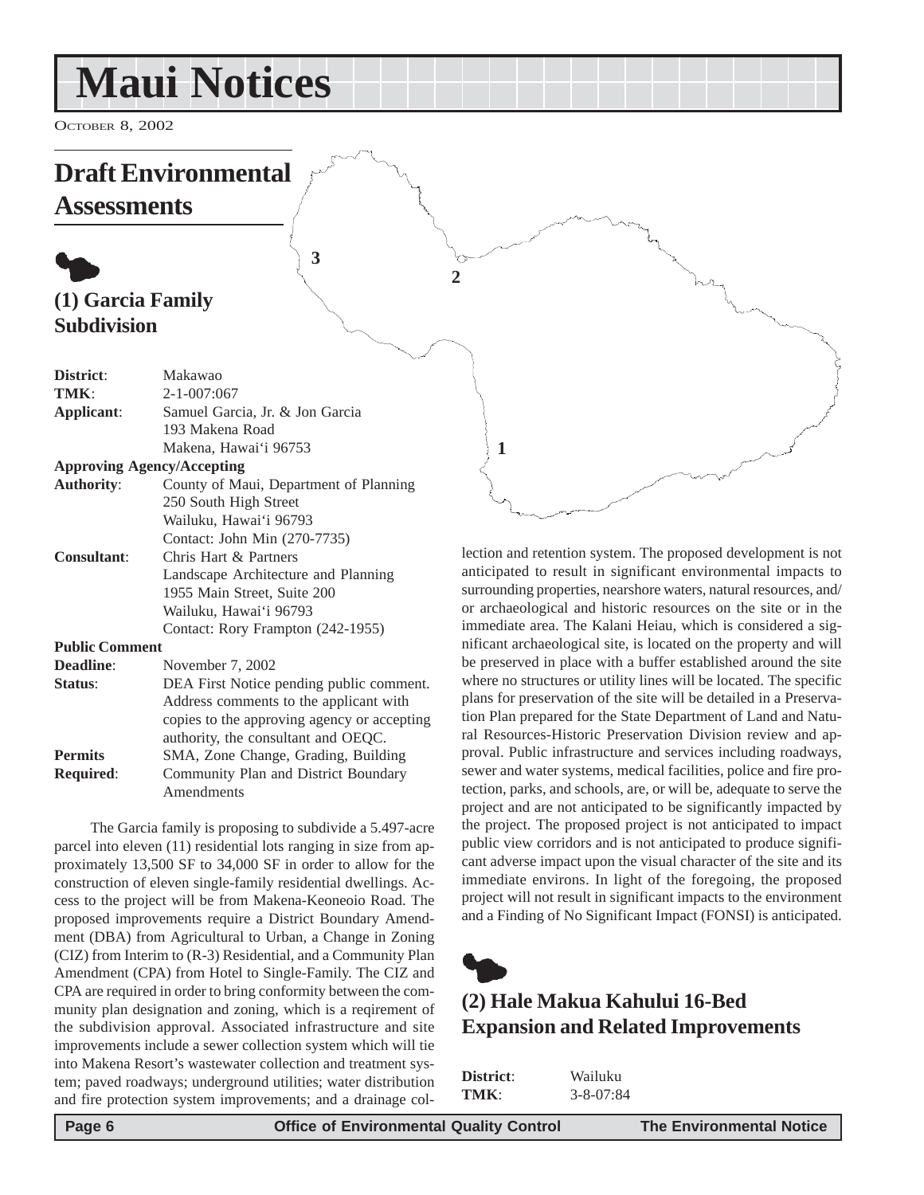# Maui Notices

October 8, 2002

## Draft Environmental Assessments

### (1) Garcia Family Subdivision

| | |
|---|---|
| **District**: | Makawao |
| **TMK**: | 2-1-007:067 |
| **Applicant**: | Samuel Garcia, Jr. & Jon Garcia<br>193 Makena Road<br>Makena, Hawai'i 96753 |
| **Approving Agency/Accepting Authority**: | County of Maui, Department of Planning<br>250 South High Street<br>Wailuku, Hawai'i 96793<br>Contact: John Min (270-7735) |
| **Consultant**: | Chris Hart & Partners<br>Landscape Architecture and Planning<br>1955 Main Street, Suite 200<br>Wailuku, Hawai'i 96793<br>Contact: Rory Frampton (242-1955) |
| **Public Comment Deadline**: | November 7, 2002 |
| **Status**: | DEA First Notice pending public comment. Address comments to the applicant with copies to the approving agency or accepting authority, the consultant and OEQC. |
| **Permits Required**: | SMA, Zone Change, Grading, Building Community Plan and District Boundary Amendments |

The Garcia family is proposing to subdivide a 5.497-acre parcel into eleven (11) residential lots ranging in size from approximately 13,500 SF to 34,000 SF in order to allow for the construction of eleven single-family residential dwellings. Access to the project will be from Makena-Keoneoio Road. The proposed improvements require a District Boundary Amendment (DBA) from Agricultural to Urban, a Change in Zoning (CIZ) from Interim to (R-3) Residential, and a Community Plan Amendment (CPA) from Hotel to Single-Family. The CIZ and CPA are required in order to bring conformity between the community plan designation and zoning, which is a reqirement of the subdivision approval. Associated infrastructure and site improvements include a sewer collection system which will tie into Makena Resort's wastewater collection and treatment system; paved roadways; underground utilities; water distribution and fire protection system improvements; and a drainage collection and retention system. The proposed development is not anticipated to result in significant environmental impacts to surrounding properties, nearshore waters, natural resources, and/or archaeological and historic resources on the site or in the immediate area. The Kalani Heiau, which is considered a significant archaeological site, is located on the property and will be preserved in place with a buffer established around the site where no structures or utility lines will be located. The specific plans for preservation of the site will be detailed in a Preservation Plan prepared for the State Department of Land and Natural Resources-Historic Preservation Division review and approval. Public infrastructure and services including roadways, sewer and water systems, medical facilities, police and fire protection, parks, and schools, are, or will be, adequate to serve the project and are not anticipated to be significantly impacted by the project. The proposed project is not anticipated to impact public view corridors and is not anticipated to produce significant adverse impact upon the visual character of the site and its immediate environs. In light of the foregoing, the proposed project will not result in significant impacts to the environment and a Finding of No Significant Impact (FONSI) is anticipated.

### (2) Hale Makua Kahului 16-Bed Expansion and Related Improvements

| | |
|---|---|
| **District**: | Wailuku |
| **TMK**: | 3-8-07:84 |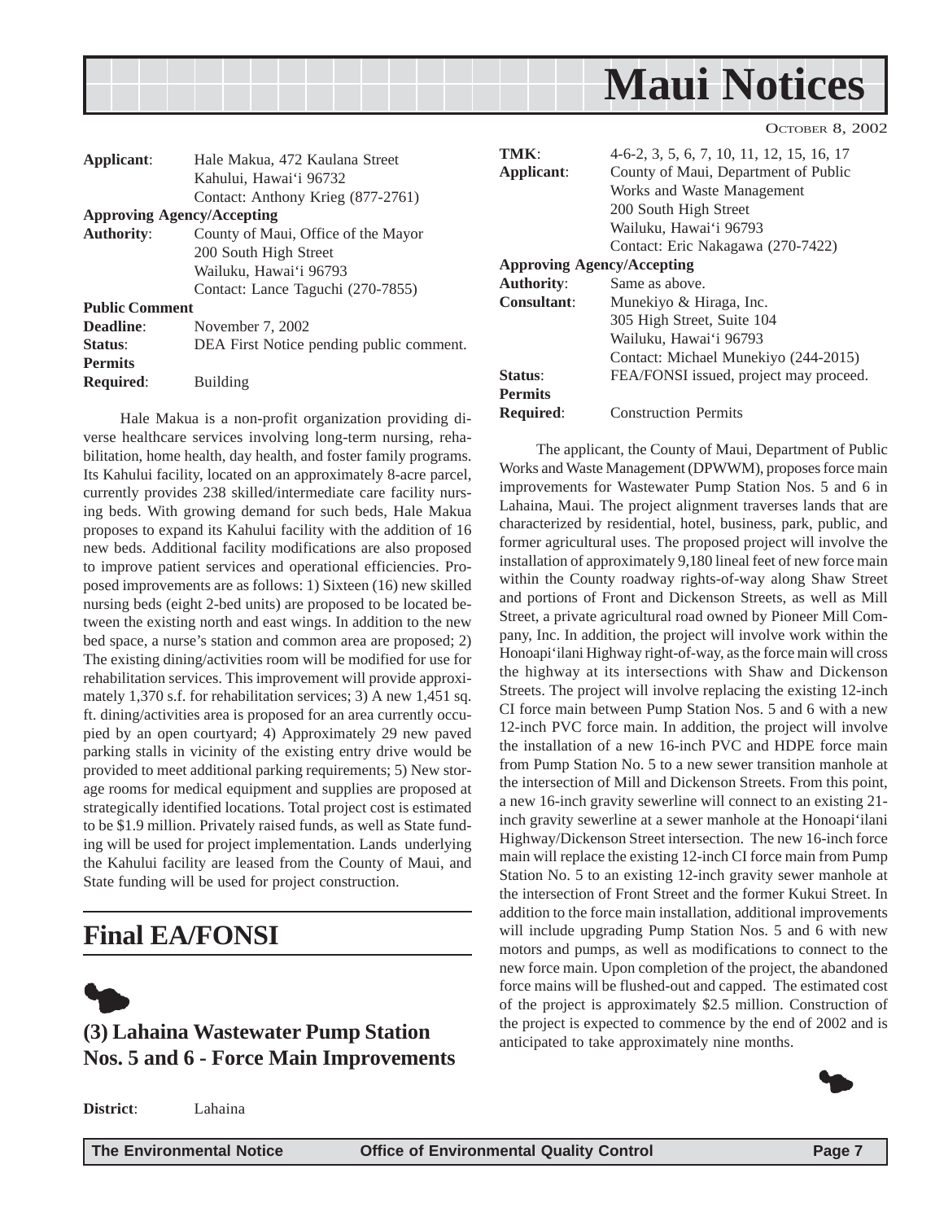**Applicant**: Hale Makua, 472 Kaulana Street
Kahului, Hawai'i 96732
Contact: Anthony Krieg (877-2761)

**Approving Agency/Accepting Authority**: County of Maui, Office of the Mayor
200 South High Street
Wailuku, Hawai'i 96793
Contact: Lance Taguchi (270-7855)

**Public Comment Deadline**: November 7, 2002

**Status**: DEA First Notice pending public comment.

**Permits Required**: Building

Hale Makua is a non-profit organization providing diverse healthcare services involving long-term nursing, rehabilitation, home health, day health, and foster family programs. Its Kahului facility, located on an approximately 8-acre parcel, currently provides 238 skilled/intermediate care facility nursing beds. With growing demand for such beds, Hale Makua proposes to expand its Kahului facility with the addition of 16 new beds. Additional facility modifications are also proposed to improve patient services and operational efficiencies. Proposed improvements are as follows: 1) Sixteen (16) new skilled nursing beds (eight 2-bed units) are proposed to be located between the existing north and east wings. In addition to the new bed space, a nurse's station and common area are proposed; 2) The existing dining/activities room will be modified for use for rehabilitation services. This improvement will provide approximately 1,370 s.f. for rehabilitation services; 3) A new 1,451 sq. ft. dining/activities area is proposed for an area currently occupied by an open courtyard; 4) Approximately 29 new paved parking stalls in vicinity of the existing entry drive would be provided to meet additional parking requirements; 5) New storage rooms for medical equipment and supplies are proposed at strategically identified locations. Total project cost is estimated to be $1.9 million. Privately raised funds, as well as State funding will be used for project implementation. Lands underlying the Kahului facility are leased from the County of Maui, and State funding will be used for project construction.

# Final EA/FONSI

## (3) Lahaina Wastewater Pump Station Nos. 5 and 6 - Force Main Improvements

**District**: Lahaina

**TMK**: 4-6-2, 3, 5, 6, 7, 10, 11, 12, 15, 16, 17

**Applicant**: County of Maui, Department of Public Works and Waste Management
200 South High Street
Wailuku, Hawai'i 96793
Contact: Eric Nakagawa (270-7422)

**Approving Agency/Accepting Authority**: Same as above.

**Consultant**: Munekiyo & Hiraga, Inc.
305 High Street, Suite 104
Wailuku, Hawai'i 96793
Contact: Michael Munekiyo (244-2015)

**Status**: FEA/FONSI issued, project may proceed.

**Permits Required**: Construction Permits

The applicant, the County of Maui, Department of Public Works and Waste Management (DPWWM), proposes force main improvements for Wastewater Pump Station Nos. 5 and 6 in Lahaina, Maui. The project alignment traverses lands that are characterized by residential, hotel, business, park, public, and former agricultural uses. The proposed project will involve the installation of approximately 9,180 lineal feet of new force main within the County roadway rights-of-way along Shaw Street and portions of Front and Dickenson Streets, as well as Mill Street, a private agricultural road owned by Pioneer Mill Company, Inc. In addition, the project will involve work within the Honoapi'ilani Highway right-of-way, as the force main will cross the highway at its intersections with Shaw and Dickenson Streets. The project will involve replacing the existing 12-inch CI force main between Pump Station Nos. 5 and 6 with a new 12-inch PVC force main. In addition, the project will involve the installation of a new 16-inch PVC and HDPE force main from Pump Station No. 5 to a new sewer transition manhole at the intersection of Mill and Dickenson Streets. From this point, a new 16-inch gravity sewerline will connect to an existing 21-inch gravity sewerline at a sewer manhole at the Honoapi'ilani Highway/Dickenson Street intersection. The new 16-inch force main will replace the existing 12-inch CI force main from Pump Station No. 5 to an existing 12-inch gravity sewer manhole at the intersection of Front Street and the former Kukui Street. In addition to the force main installation, additional improvements will include upgrading Pump Station Nos. 5 and 6 with new motors and pumps, as well as modifications to connect to the new force main. Upon completion of the project, the abandoned force mains will be flushed-out and capped. The estimated cost of the project is approximately $2.5 million. Construction of the project is expected to commence by the end of 2002 and is anticipated to take approximately nine months.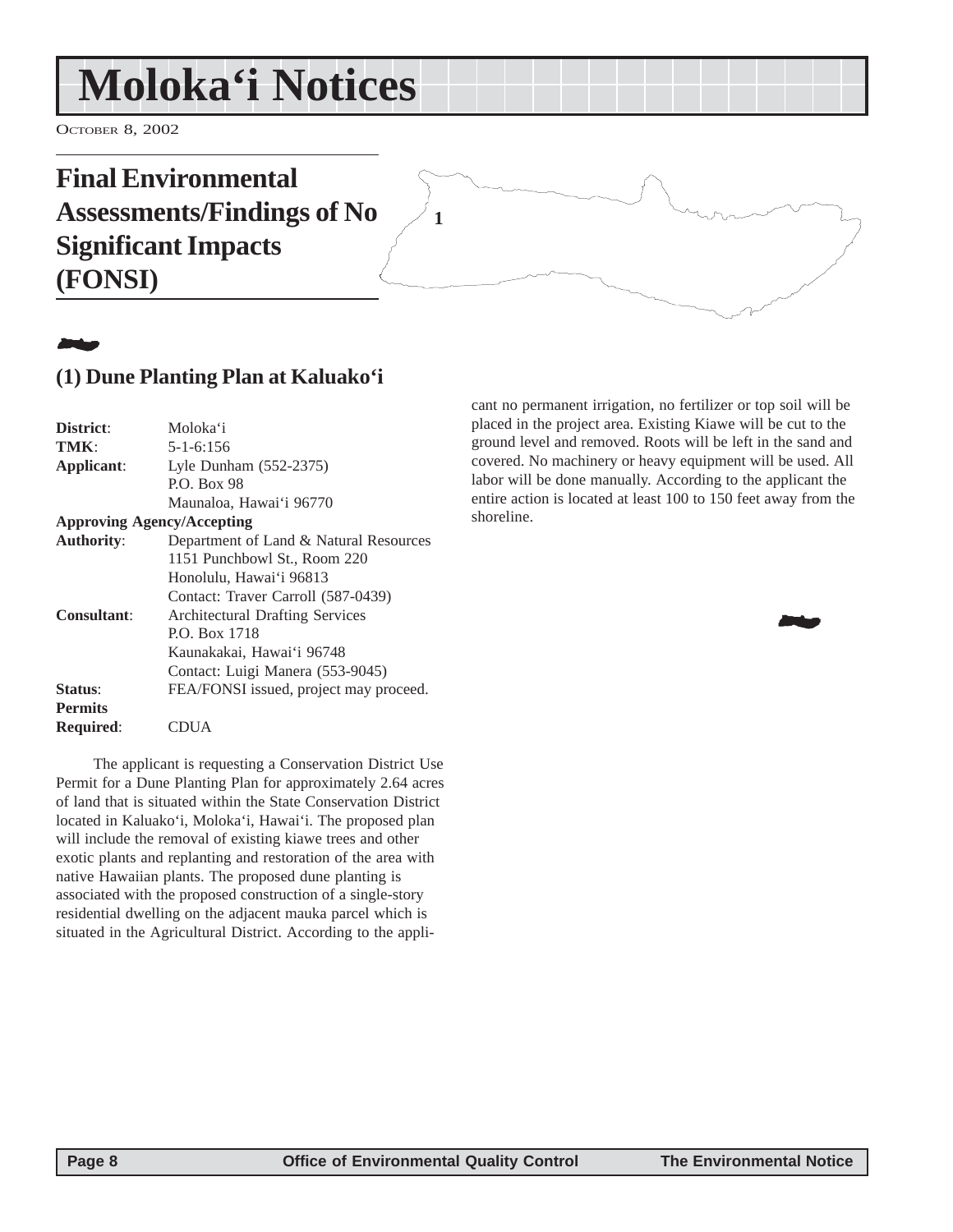# Moloka'i Notices

OCTOBER 8, 2002

## Final Environmental Assessments/Findings of No Significant Impacts (FONSI)

### (1) Dune Planting Plan at Kaluako'i

| | |
|---|---|
| **District**: | Moloka'i |
| **TMK**: | 5-1-6:156 |
| **Applicant**: | Lyle Dunham (552-2375) P.O. Box 98 Maunaloa, Hawai'i 96770 |
| **Approving Agency/Accepting Authority**: | Department of Land & Natural Resources 1151 Punchbowl St., Room 220 Honolulu, Hawai'i 96813 Contact: Traver Carroll (587-0439) |
| **Consultant**: | Architectural Drafting Services P.O. Box 1718 Kaunakakai, Hawai'i 96748 Contact: Luigi Manera (553-9045) |
| **Status**: | FEA/FONSI issued, project may proceed. |
| **Permits Required**: | CDUA |

The applicant is requesting a Conservation District Use Permit for a Dune Planting Plan for approximately 2.64 acres of land that is situated within the State Conservation District located in Kaluako'i, Moloka'i, Hawai'i. The proposed plan will include the removal of existing kiawe trees and other exotic plants and replanting and restoration of the area with native Hawaiian plants. The proposed dune planting is associated with the proposed construction of a single-story residential dwelling on the adjacent mauka parcel which is situated in the Agricultural District. According to the applicant no permanent irrigation, no fertilizer or top soil will be placed in the project area. Existing Kiawe will be cut to the ground level and removed. Roots will be left in the sand and covered. No machinery or heavy equipment will be used. All labor will be done manually. According to the applicant the entire action is located at least 100 to 150 feet away from the shoreline.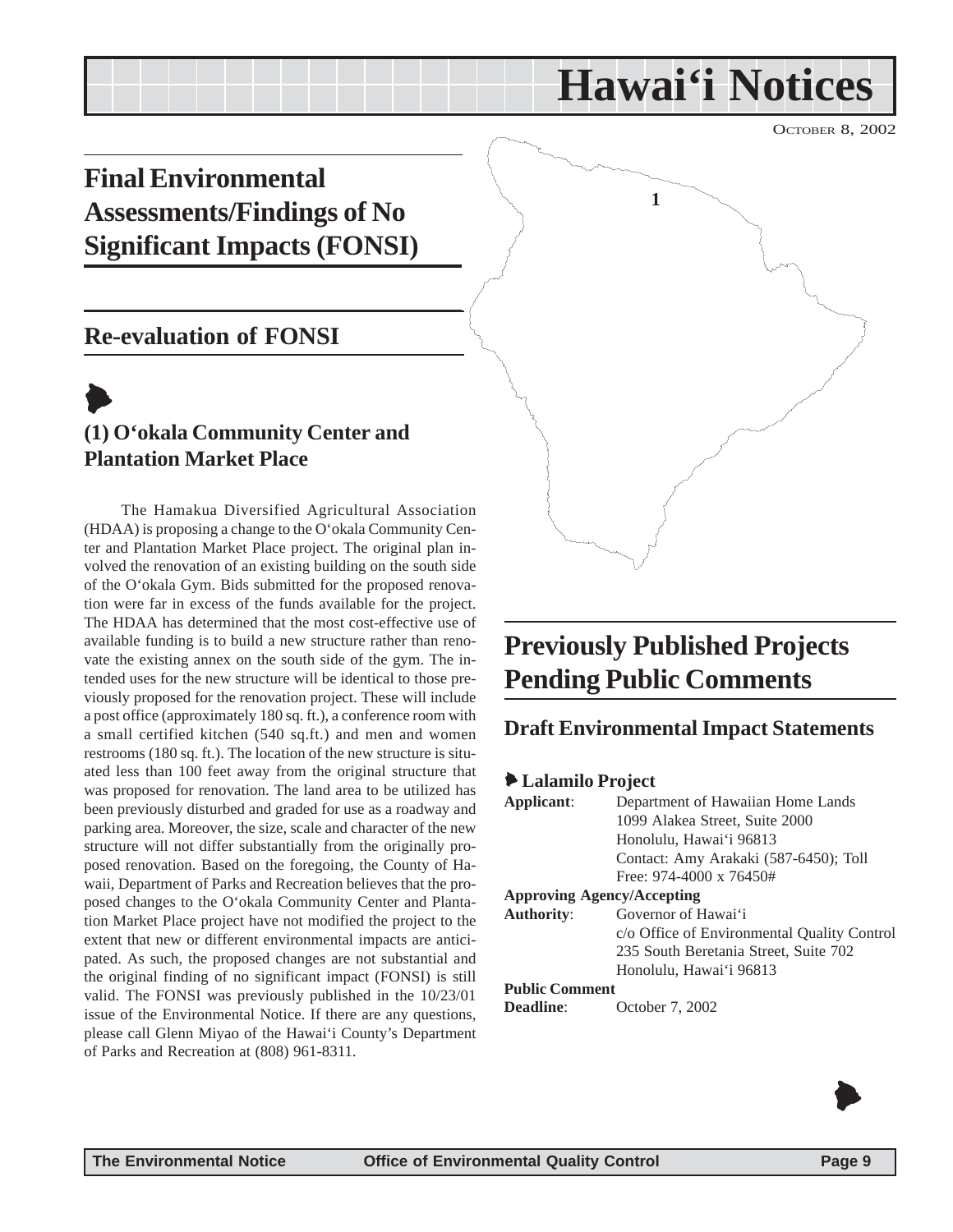# Hawai'i Notices

OCTOBER 8, 2002

## Final Environmental Assessments/Findings of No Significant Impacts (FONSI)

## Re-evaluation of FONSI

### (1) O'okala Community Center and Plantation Market Place

The Hamakua Diversified Agricultural Association (HDAA) is proposing a change to the O'okala Community Center and Plantation Market Place project. The original plan involved the renovation of an existing building on the south side of the O'okala Gym. Bids submitted for the proposed renovation were far in excess of the funds available for the project. The HDAA has determined that the most cost-effective use of available funding is to build a new structure rather than renovate the existing annex on the south side of the gym. The intended uses for the new structure will be identical to those previously proposed for the renovation project. These will include a post office (approximately 180 sq. ft.), a conference room with a small certified kitchen (540 sq.ft.) and men and women restrooms (180 sq. ft.). The location of the new structure is situated less than 100 feet away from the original structure that was proposed for renovation. The land area to be utilized has been previously disturbed and graded for use as a roadway and parking area. Moreover, the size, scale and character of the new structure will not differ substantially from the originally proposed renovation. Based on the foregoing, the County of Hawaii, Department of Parks and Recreation believes that the proposed changes to the O'okala Community Center and Plantation Market Place project have not modified the project to the extent that new or different environmental impacts are anticipated. As such, the proposed changes are not substantial and the original finding of no significant impact (FONSI) is still valid. The FONSI was previously published in the 10/23/01 issue of the Environmental Notice. If there are any questions, please call Glenn Miyao of the Hawai'i County's Department of Parks and Recreation at (808) 961-8311.

## Previously Published Projects Pending Public Comments

### Draft Environmental Impact Statements

**Lalamilo Project**

**Applicant**: Department of Hawaiian Home Lands
1099 Alakea Street, Suite 2000
Honolulu, Hawai'i 96813
Contact: Amy Arakaki (587-6450); Toll Free: 974-4000 x 76450#

**Approving Agency/Accepting Authority**: Governor of Hawai'i
c/o Office of Environmental Quality Control
235 South Beretania Street, Suite 702
Honolulu, Hawai'i 96813

**Public Comment Deadline**: October 7, 2002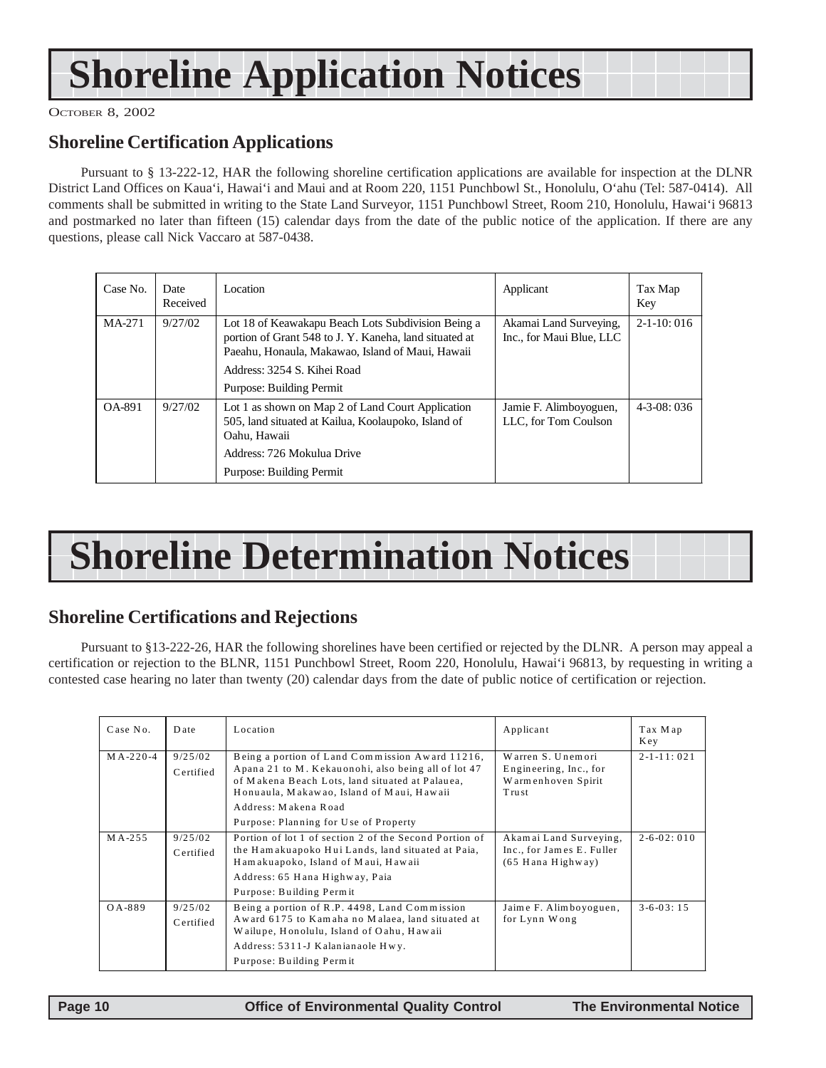# Shoreline Application Notices

October 8, 2002

## Shoreline Certification Applications

Pursuant to § 13-222-12, HAR the following shoreline certification applications are available for inspection at the DLNR District Land Offices on Kaua'i, Hawai'i and Maui and at Room 220, 1151 Punchbowl St., Honolulu, O'ahu (Tel: 587-0414). All comments shall be submitted in writing to the State Land Surveyor, 1151 Punchbowl Street, Room 210, Honolulu, Hawai'i 96813 and postmarked no later than fifteen (15) calendar days from the date of the public notice of the application. If there are any questions, please call Nick Vaccaro at 587-0438.

| Case No. | Date Received | Location | Applicant | Tax Map Key |
|---|---|---|---|---|
| MA-271 | 9/27/02 | Lot 18 of Keawakapu Beach Lots Subdivision Being a portion of Grant 548 to J. Y. Kaneha, land situated at Paeahu, Honaula, Makawao, Island of Maui, Hawaii<br>Address: 3254 S. Kihei Road<br>Purpose: Building Permit | Akamai Land Surveying, Inc., for Maui Blue, LLC | 2-1-10: 016 |
| OA-891 | 9/27/02 | Lot 1 as shown on Map 2 of Land Court Application 505, land situated at Kailua, Koolaupoko, Island of Oahu, Hawaii<br>Address: 726 Mokulua Drive<br>Purpose: Building Permit | Jamie F. Alimboyoguen, LLC, for Tom Coulson | 4-3-08: 036 |

# Shoreline Determination Notices

## Shoreline Certifications and Rejections

Pursuant to §13-222-26, HAR the following shorelines have been certified or rejected by the DLNR. A person may appeal a certification or rejection to the BLNR, 1151 Punchbowl Street, Room 220, Honolulu, Hawai'i 96813, by requesting in writing a contested case hearing no later than twenty (20) calendar days from the date of public notice of certification or rejection.

| Case No. | Date | Location | Applicant | Tax Map Key |
|---|---|---|---|---|
| MA-220-4 | 9/25/02 Certified | Being a portion of Land Commission Award 11216, Apana 21 to M. Kekauonohi, also being all of lot 47 of Makena Beach Lots, land situated at Palauea, Honuaula, Makawao, Island of Maui, Hawaii<br>Address: Makena Road<br>Purpose: Planning for Use of Property | Warren S. Unemori Engineering, Inc., for Warmenhoven Spirit Trust | 2-1-11: 021 |
| MA-255 | 9/25/02 Certified | Portion of lot 1 of section 2 of the Second Portion of the Hamakuapoko Hui Lands, land situated at Paia, Hamakuapoko, Island of Maui, Hawaii<br>Address: 65 Hana Highway, Paia<br>Purpose: Building Permit | Akamai Land Surveying, Inc., for James E. Fuller (65 Hana Highway) | 2-6-02: 010 |
| OA-889 | 9/25/02 Certified | Being a portion of R.P. 4498, Land Commission Award 6175 to Kamaha no Malaea, land situated at Wailupe, Honolulu, Island of Oahu, Hawaii<br>Address: 5311-J Kalanianaole Hwy.<br>Purpose: Building Permit | Jaime F. Alimboyoguen, for Lynn Wong | 3-6-03: 15 |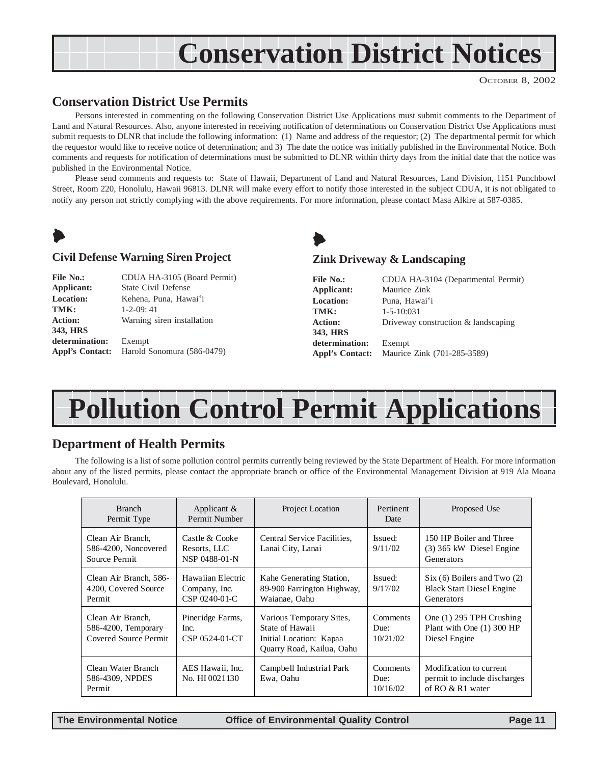# Conservation District Notices

October 8, 2002

## Conservation District Use Permits

Persons interested in commenting on the following Conservation District Use Applications must submit comments to the Department of Land and Natural Resources. Also, anyone interested in receiving notification of determinations on Conservation District Use Applications must submit requests to DLNR that include the following information: (1) Name and address of the requestor; (2) The departmental permit for which the requestor would like to receive notice of determination; and 3) The date the notice was initially published in the Environmental Notice. Both comments and requests for notification of determinations must be submitted to DLNR within thirty days from the initial date that the notice was published in the Environmental Notice.

Please send comments and requests to: State of Hawaii, Department of Land and Natural Resources, Land Division, 1151 Punchbowl Street, Room 220, Honolulu, Hawaii 96813. DLNR will make every effort to notify those interested in the subject CDUA, it is not obligated to notify any person not strictly complying with the above requirements. For more information, please contact Masa Alkire at 587-0385.

### Civil Defense Warning Siren Project

**File No.:** CDUA HA-3105 (Board Permit)
**Applicant:** State Civil Defense
**Location:** Kehena, Puna, Hawai'i
**TMK:** 1-2-09: 41
**Action:** Warning siren installation
**343, HRS determination:** Exempt
**Appl's Contact:** Harold Sonomura (586-0479)

### Zink Driveway & Landscaping

**File No.:** CDUA HA-3104 (Departmental Permit)
**Applicant:** Maurice Zink
**Location:** Puna, Hawai'i
**TMK:** 1-5-10:031
**Action:** Driveway construction & landscaping
**343, HRS determination:** Exempt
**Appl's Contact:** Maurice Zink (701-285-3589)

# Pollution Control Permit Applications

## Department of Health Permits

The following is a list of some pollution control permits currently being reviewed by the State Department of Health. For more information about any of the listed permits, please contact the appropriate branch or office of the Environmental Management Division at 919 Ala Moana Boulevard, Honolulu.

| Branch Permit Type | Applicant & Permit Number | Project Location | Pertinent Date | Proposed Use |
|---|---|---|---|---|
| Clean Air Branch, 586-4200, Noncovered Source Permit | Castle & Cooke Resorts, LLC NSP 0488-01-N | Central Service Facilities, Lanai City, Lanai | Issued: 9/11/02 | 150 HP Boiler and Three (3) 365 kW Diesel Engine Generators |
| Clean Air Branch, 586-4200, Covered Source Permit | Hawaiian Electric Company, Inc. CSP 0240-01-C | Kahe Generating Station, 89-900 Farrington Highway, Waianae, Oahu | Issued: 9/17/02 | Six (6) Boilers and Two (2) Black Start Diesel Engine Generators |
| Clean Air Branch, 586-4200, Temporary Covered Source Permit | Pineridge Farms, Inc. CSP 0524-01-CT | Various Temporary Sites, State of Hawaii Initial Location: Kapaa Quarry Road, Kailua, Oahu | Comments Due: 10/21/02 | One (1) 295 TPH Crushing Plant with One (1) 300 HP Diesel Engine |
| Clean Water Branch 586-4309, NPDES Permit | AES Hawaii, Inc. No. HI 0021130 | Campbell Industrial Park Ewa, Oahu | Comments Due: 10/16/02 | Modification to current permit to include discharges of RO & R1 water |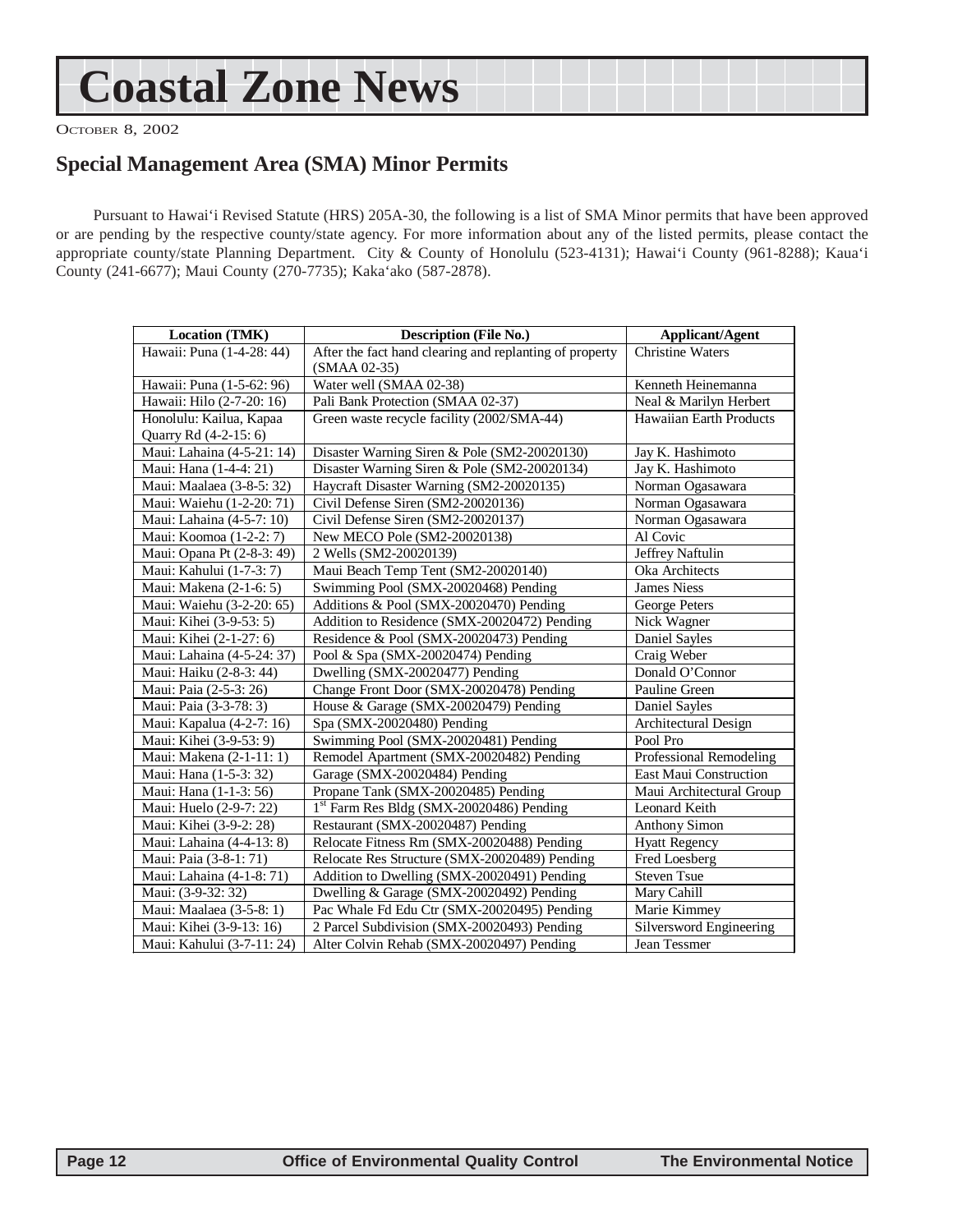# Coastal Zone News

October 8, 2002

## Special Management Area (SMA) Minor Permits

Pursuant to Hawai'i Revised Statute (HRS) 205A-30, the following is a list of SMA Minor permits that have been approved or are pending by the respective county/state agency. For more information about any of the listed permits, please contact the appropriate county/state Planning Department. City & County of Honolulu (523-4131); Hawai'i County (961-8288); Kaua'i County (241-6677); Maui County (270-7735); Kaka'ako (587-2878).

| Location (TMK) | Description (File No.) | Applicant/Agent |
|---|---|---|
| Hawaii: Puna (1-4-28: 44) | After the fact hand clearing and replanting of property (SMAA 02-35) | Christine Waters |
| Hawaii: Puna (1-5-62: 96) | Water well (SMAA 02-38) | Kenneth Heinemanna |
| Hawaii: Hilo (2-7-20: 16) | Pali Bank Protection (SMAA 02-37) | Neal & Marilyn Herbert |
| Honolulu: Kailua, Kapaa Quarry Rd (4-2-15: 6) | Green waste recycle facility (2002/SMA-44) | Hawaiian Earth Products |
| Maui: Lahaina (4-5-21: 14) | Disaster Warning Siren & Pole (SM2-20020130) | Jay K. Hashimoto |
| Maui: Hana (1-4-4: 21) | Disaster Warning Siren & Pole (SM2-20020134) | Jay K. Hashimoto |
| Maui: Maalaea (3-8-5: 32) | Haycraft Disaster Warning (SM2-20020135) | Norman Ogasawara |
| Maui: Waiehu (1-2-20: 71) | Civil Defense Siren (SM2-20020136) | Norman Ogasawara |
| Maui: Lahaina (4-5-7: 10) | Civil Defense Siren (SM2-20020137) | Norman Ogasawara |
| Maui: Koomoa (1-2-2: 7) | New MECO Pole (SM2-20020138) | Al Covic |
| Maui: Opana Pt (2-8-3: 49) | 2 Wells (SM2-20020139) | Jeffrey Naftulin |
| Maui: Kahului (1-7-3: 7) | Maui Beach Temp Tent (SM2-20020140) | Oka Architects |
| Maui: Makena (2-1-6: 5) | Swimming Pool (SMX-20020468) Pending | James Niess |
| Maui: Waiehu (3-2-20: 65) | Additions & Pool (SMX-20020470) Pending | George Peters |
| Maui: Kihei (3-9-53: 5) | Addition to Residence (SMX-20020472) Pending | Nick Wagner |
| Maui: Kihei (2-1-27: 6) | Residence & Pool (SMX-20020473) Pending | Daniel Sayles |
| Maui: Lahaina (4-5-24: 37) | Pool & Spa (SMX-20020474) Pending | Craig Weber |
| Maui: Haiku (2-8-3: 44) | Dwelling (SMX-20020477) Pending | Donald O'Connor |
| Maui: Paia (2-5-3: 26) | Change Front Door (SMX-20020478) Pending | Pauline Green |
| Maui: Paia (3-3-78: 3) | House & Garage (SMX-20020479) Pending | Daniel Sayles |
| Maui: Kapalua (4-2-7: 16) | Spa (SMX-20020480) Pending | Architectural Design |
| Maui: Kihei (3-9-53: 9) | Swimming Pool (SMX-20020481) Pending | Pool Pro |
| Maui: Makena (2-1-11: 1) | Remodel Apartment (SMX-20020482) Pending | Professional Remodeling |
| Maui: Hana (1-5-3: 32) | Garage (SMX-20020484) Pending | East Maui Construction |
| Maui: Hana (1-1-3: 56) | Propane Tank (SMX-20020485) Pending | Maui Architectural Group |
| Maui: Huelo (2-9-7: 22) | 1st Farm Res Bldg (SMX-20020486) Pending | Leonard Keith |
| Maui: Kihei (3-9-2: 28) | Restaurant (SMX-20020487) Pending | Anthony Simon |
| Maui: Lahaina (4-4-13: 8) | Relocate Fitness Rm (SMX-20020488) Pending | Hyatt Regency |
| Maui: Paia (3-8-1: 71) | Relocate Res Structure (SMX-20020489) Pending | Fred Loesberg |
| Maui: Lahaina (4-1-8: 71) | Addition to Dwelling (SMX-20020491) Pending | Steven Tsue |
| Maui: (3-9-32: 32) | Dwelling & Garage (SMX-20020492) Pending | Mary Cahill |
| Maui: Maalaea (3-5-8: 1) | Pac Whale Fd Edu Ctr (SMX-20020495) Pending | Marie Kimmey |
| Maui: Kihei (3-9-13: 16) | 2 Parcel Subdivision (SMX-20020493) Pending | Silversword Engineering |
| Maui: Kahului (3-7-11: 24) | Alter Colvin Rehab (SMX-20020497) Pending | Jean Tessmer |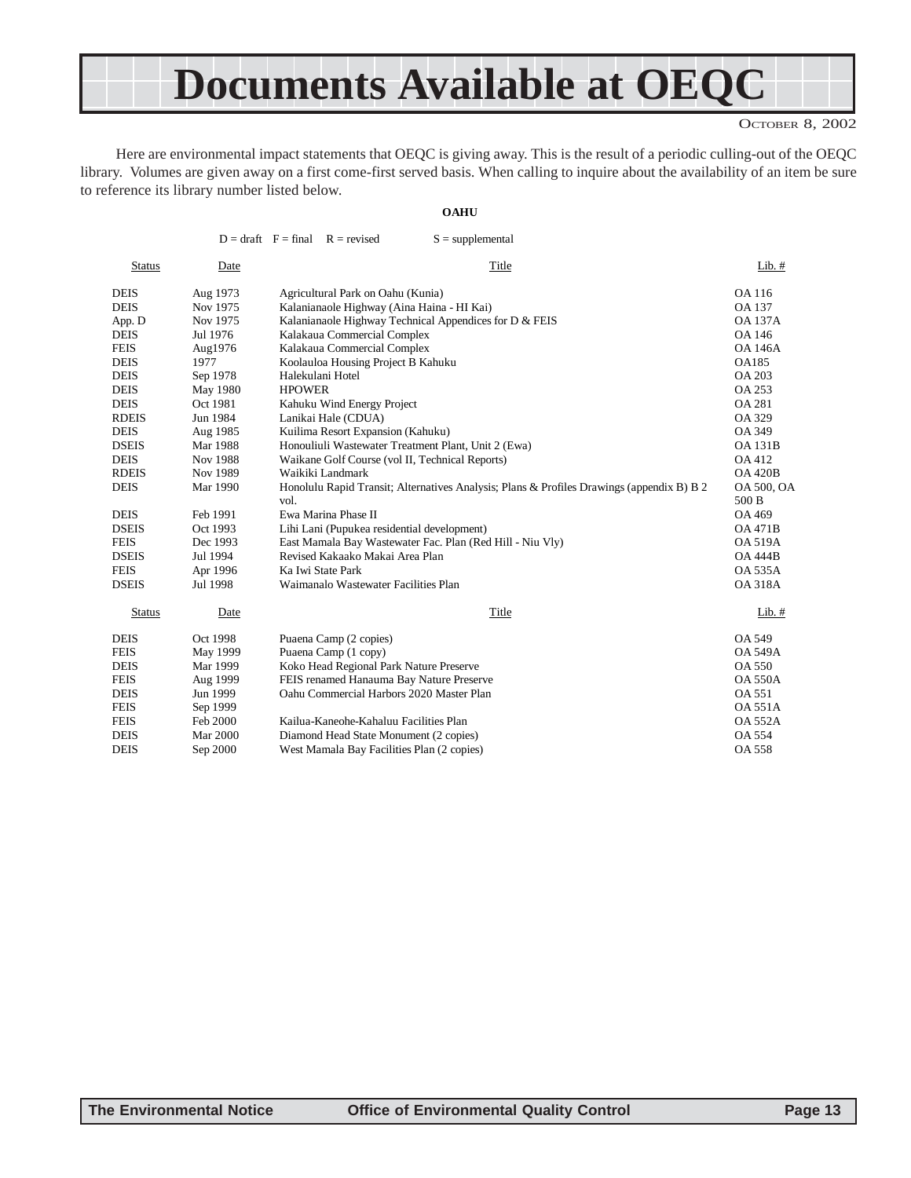# Documents Available at OEQC

OCTOBER 8, 2002

Here are environmental impact statements that OEQC is giving away. This is the result of a periodic culling-out of the OEQC library. Volumes are given away on a first come-first served basis. When calling to inquire about the availability of an item be sure to reference its library number listed below.

**OAHU**

D = draft F = final R = revised S = supplemental

| Status | Date | Title | Lib. # |
|---|---|---|---|
| DEIS | Aug 1973 | Agricultural Park on Oahu (Kunia) | OA 116 |
| DEIS | Nov 1975 | Kalanianaole Highway (Aina Haina - HI Kai) | OA 137 |
| App. D | Nov 1975 | Kalanianaole Highway Technical Appendices for D & FEIS | OA 137A |
| DEIS | Jul 1976 | Kalakaua Commercial Complex | OA 146 |
| FEIS | Aug1976 | Kalakaua Commercial Complex | OA 146A |
| DEIS | 1977 | Koolauloa Housing Project B Kahuku | OA185 |
| DEIS | Sep 1978 | Halekulani Hotel | OA 203 |
| DEIS | May 1980 | HPOWER | OA 253 |
| DEIS | Oct 1981 | Kahuku Wind Energy Project | OA 281 |
| RDEIS | Jun 1984 | Lanikai Hale (CDUA) | OA 329 |
| DEIS | Aug 1985 | Kuilima Resort Expansion (Kahuku) | OA 349 |
| DSEIS | Mar 1988 | Honouliuli Wastewater Treatment Plant, Unit 2 (Ewa) | OA 131B |
| DEIS | Nov 1988 | Waikane Golf Course (vol II, Technical Reports) | OA 412 |
| RDEIS | Nov 1989 | Waikiki Landmark | OA 420B |
| DEIS | Mar 1990 | Honolulu Rapid Transit; Alternatives Analysis; Plans & Profiles Drawings (appendix B) B 2 vol. | OA 500, OA 500 B |
| DEIS | Feb 1991 | Ewa Marina Phase II | OA 469 |
| DSEIS | Oct 1993 | Lihi Lani (Pupukea residential development) | OA 471B |
| FEIS | Dec 1993 | East Mamala Bay Wastewater Fac. Plan (Red Hill - Niu Vly) | OA 519A |
| DSEIS | Jul 1994 | Revised Kakaako Makai Area Plan | OA 444B |
| FEIS | Apr 1996 | Ka Iwi State Park | OA 535A |
| DSEIS | Jul 1998 | Waimanalo Wastewater Facilities Plan | OA 318A |

| Status | Date | Title | Lib. # |
|---|---|---|---|
| DEIS | Oct 1998 | Puaena Camp (2 copies) | OA 549 |
| FEIS | May 1999 | Puaena Camp (1 copy) | OA 549A |
| DEIS | Mar 1999 | Koko Head Regional Park Nature Preserve | OA 550 |
| FEIS | Aug 1999 | FEIS renamed Hanauma Bay Nature Preserve | OA 550A |
| DEIS | Jun 1999 | Oahu Commercial Harbors 2020 Master Plan | OA 551 |
| FEIS | Sep 1999 | | OA 551A |
| FEIS | Feb 2000 | Kailua-Kaneohe-Kahaluu Facilities Plan | OA 552A |
| DEIS | Mar 2000 | Diamond Head State Monument (2 copies) | OA 554 |
| DEIS | Sep 2000 | West Mamala Bay Facilities Plan (2 copies) | OA 558 |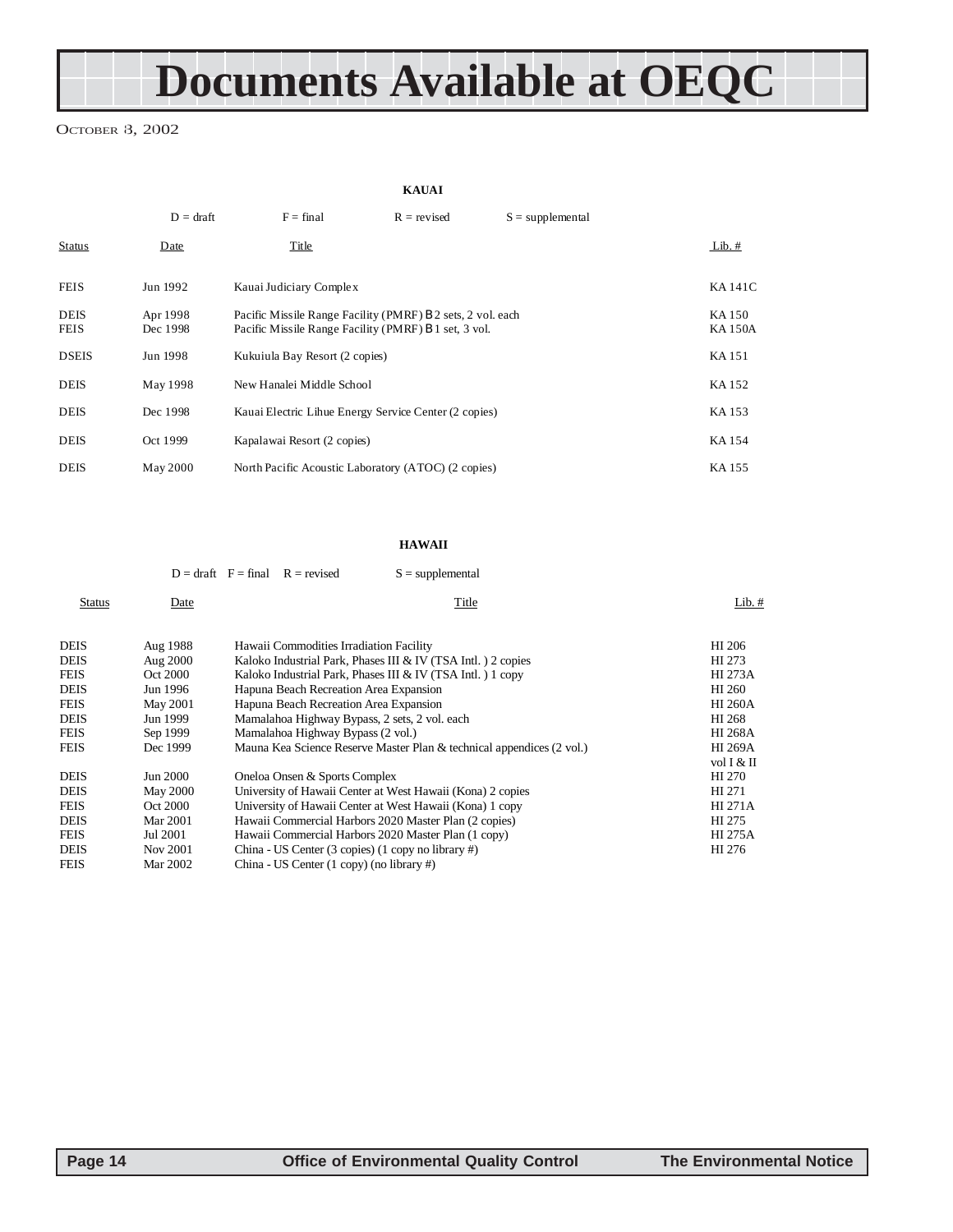# Documents Available at OEQC

October 8, 2002

### KAUAI

D = draft F = final R = revised S = supplemental

| Status | Date | Title | Lib. # |
|---|---|---|---|
| FEIS | Jun 1992 | Kauai Judiciary Complex | KA 141C |
| DEIS | Apr 1998 | Pacific Missile Range Facility (PMRF) B 2 sets, 2 vol. each | KA 150 |
| FEIS | Dec 1998 | Pacific Missile Range Facility (PMRF) B 1 set, 3 vol. | KA 150A |
| DSEIS | Jun 1998 | Kukuiula Bay Resort (2 copies) | KA 151 |
| DEIS | May 1998 | New Hanalei Middle School | KA 152 |
| DEIS | Dec 1998 | Kauai Electric Lihue Energy Service Center (2 copies) | KA 153 |
| DEIS | Oct 1999 | Kapalawai Resort (2 copies) | KA 154 |
| DEIS | May 2000 | North Pacific Acoustic Laboratory (ATOC) (2 copies) | KA 155 |

### HAWAII

D = draft F = final R = revised S = supplemental

| Status | Date | Title | Lib. # |
|---|---|---|---|
| DEIS | Aug 1988 | Hawaii Commodities Irradiation Facility | HI 206 |
| DEIS | Aug 2000 | Kaloko Industrial Park, Phases III & IV (TSA Intl. ) 2 copies | HI 273 |
| FEIS | Oct 2000 | Kaloko Industrial Park, Phases III & IV (TSA Intl. ) 1 copy | HI 273A |
| DEIS | Jun 1996 | Hapuna Beach Recreation Area Expansion | HI 260 |
| FEIS | May 2001 | Hapuna Beach Recreation Area Expansion | HI 260A |
| DEIS | Jun 1999 | Mamalahoa Highway Bypass, 2 sets, 2 vol. each | HI 268 |
| FEIS | Sep 1999 | Mamalahoa Highway Bypass (2 vol.) | HI 268A |
| FEIS | Dec 1999 | Mauna Kea Science Reserve Master Plan & technical appendices (2 vol.) | HI 269A vol I & II |
| DEIS | Jun 2000 | Oneloa Onsen & Sports Complex | HI 270 |
| DEIS | May 2000 | University of Hawaii Center at West Hawaii (Kona) 2 copies | HI 271 |
| FEIS | Oct 2000 | University of Hawaii Center at West Hawaii (Kona) 1 copy | HI 271A |
| DEIS | Mar 2001 | Hawaii Commercial Harbors 2020 Master Plan (2 copies) | HI 275 |
| FEIS | Jul 2001 | Hawaii Commercial Harbors 2020 Master Plan (1 copy) | HI 275A |
| DEIS | Nov 2001 | China - US Center (3 copies) (1 copy no library #) | HI 276 |
| FEIS | Mar 2002 | China - US Center (1 copy) (no library #) | |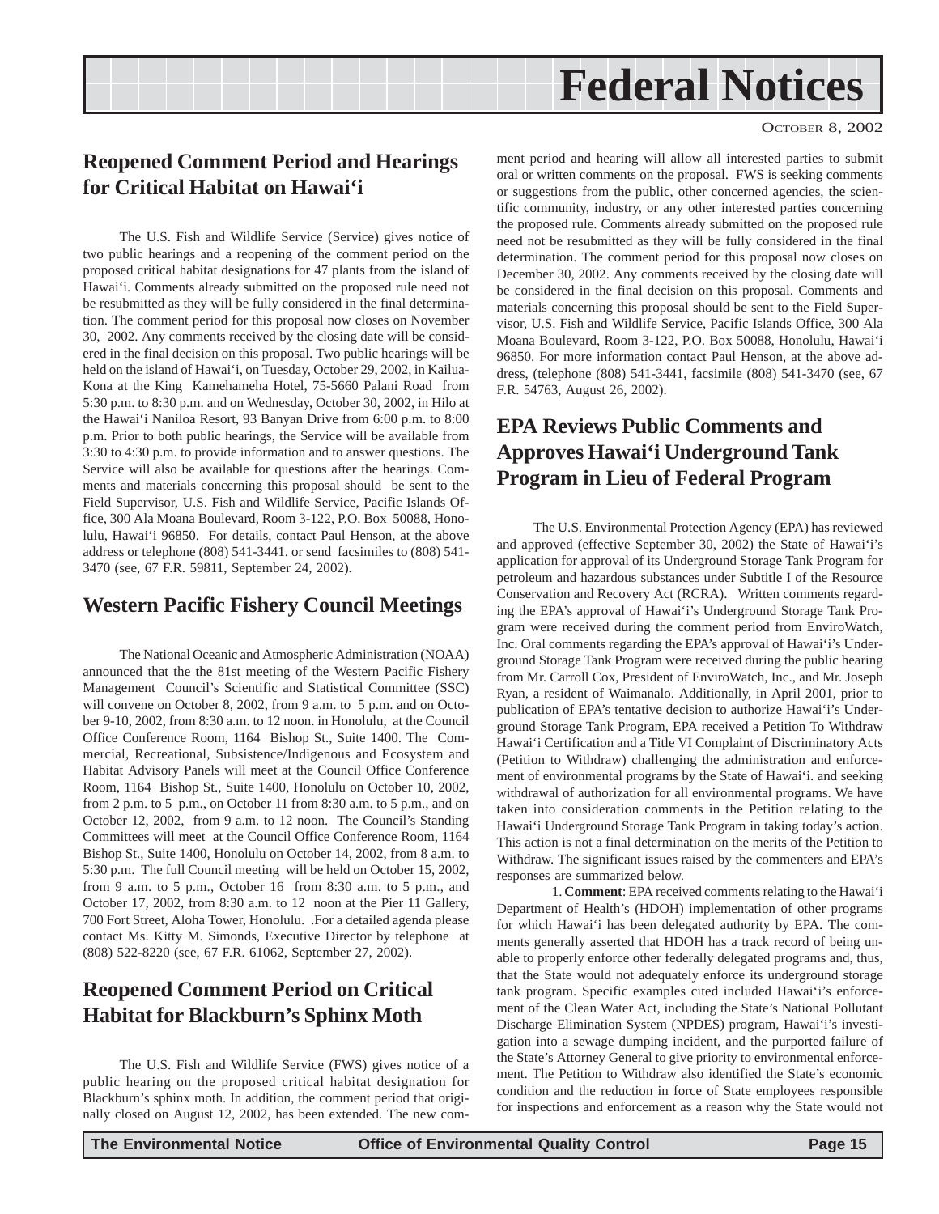# Federal Notices

OCTOBER 8, 2002

## Reopened Comment Period and Hearings for Critical Habitat on Hawai'i

The U.S. Fish and Wildlife Service (Service) gives notice of two public hearings and a reopening of the comment period on the proposed critical habitat designations for 47 plants from the island of Hawai'i. Comments already submitted on the proposed rule need not be resubmitted as they will be fully considered in the final determination. The comment period for this proposal now closes on November 30, 2002. Any comments received by the closing date will be considered in the final decision on this proposal. Two public hearings will be held on the island of Hawai'i, on Tuesday, October 29, 2002, in Kailua-Kona at the King Kamehameha Hotel, 75-5660 Palani Road from 5:30 p.m. to 8:30 p.m. and on Wednesday, October 30, 2002, in Hilo at the Hawai'i Naniloa Resort, 93 Banyan Drive from 6:00 p.m. to 8:00 p.m. Prior to both public hearings, the Service will be available from 3:30 to 4:30 p.m. to provide information and to answer questions. The Service will also be available for questions after the hearings. Comments and materials concerning this proposal should be sent to the Field Supervisor, U.S. Fish and Wildlife Service, Pacific Islands Office, 300 Ala Moana Boulevard, Room 3-122, P.O. Box 50088, Honolulu, Hawai'i 96850. For details, contact Paul Henson, at the above address or telephone (808) 541-3441. or send facsimiles to (808) 541-3470 (see, 67 F.R. 59811, September 24, 2002).

## Western Pacific Fishery Council Meetings

The National Oceanic and Atmospheric Administration (NOAA) announced that the the 81st meeting of the Western Pacific Fishery Management Council's Scientific and Statistical Committee (SSC) will convene on October 8, 2002, from 9 a.m. to 5 p.m. and on October 9-10, 2002, from 8:30 a.m. to 12 noon. in Honolulu, at the Council Office Conference Room, 1164 Bishop St., Suite 1400. The Commercial, Recreational, Subsistence/Indigenous and Ecosystem and Habitat Advisory Panels will meet at the Council Office Conference Room, 1164 Bishop St., Suite 1400, Honolulu on October 10, 2002, from 2 p.m. to 5 p.m., on October 11 from 8:30 a.m. to 5 p.m., and on October 12, 2002, from 9 a.m. to 12 noon. The Council's Standing Committees will meet at the Council Office Conference Room, 1164 Bishop St., Suite 1400, Honolulu on October 14, 2002, from 8 a.m. to 5:30 p.m. The full Council meeting will be held on October 15, 2002, from 9 a.m. to 5 p.m., October 16 from 8:30 a.m. to 5 p.m., and October 17, 2002, from 8:30 a.m. to 12 noon at the Pier 11 Gallery, 700 Fort Street, Aloha Tower, Honolulu. .For a detailed agenda please contact Ms. Kitty M. Simonds, Executive Director by telephone at (808) 522-8220 (see, 67 F.R. 61062, September 27, 2002).

## Reopened Comment Period on Critical Habitat for Blackburn's Sphinx Moth

The U.S. Fish and Wildlife Service (FWS) gives notice of a public hearing on the proposed critical habitat designation for Blackburn's sphinx moth. In addition, the comment period that originally closed on August 12, 2002, has been extended. The new comment period and hearing will allow all interested parties to submit oral or written comments on the proposal. FWS is seeking comments or suggestions from the public, other concerned agencies, the scientific community, industry, or any other interested parties concerning the proposed rule. Comments already submitted on the proposed rule need not be resubmitted as they will be fully considered in the final determination. The comment period for this proposal now closes on December 30, 2002. Any comments received by the closing date will be considered in the final decision on this proposal. Comments and materials concerning this proposal should be sent to the Field Supervisor, U.S. Fish and Wildlife Service, Pacific Islands Office, 300 Ala Moana Boulevard, Room 3-122, P.O. Box 50088, Honolulu, Hawai'i 96850. For more information contact Paul Henson, at the above address, (telephone (808) 541-3441, facsimile (808) 541-3470 (see, 67 F.R. 54763, August 26, 2002).

## EPA Reviews Public Comments and Approves Hawai'i Underground Tank Program in Lieu of Federal Program

The U.S. Environmental Protection Agency (EPA) has reviewed and approved (effective September 30, 2002) the State of Hawai'i's application for approval of its Underground Storage Tank Program for petroleum and hazardous substances under Subtitle I of the Resource Conservation and Recovery Act (RCRA). Written comments regarding the EPA's approval of Hawai'i's Underground Storage Tank Program were received during the comment period from EnviroWatch, Inc. Oral comments regarding the EPA's approval of Hawai'i's Underground Storage Tank Program were received during the public hearing from Mr. Carroll Cox, President of EnviroWatch, Inc., and Mr. Joseph Ryan, a resident of Waimanalo. Additionally, in April 2001, prior to publication of EPA's tentative decision to authorize Hawai'i's Underground Storage Tank Program, EPA received a Petition To Withdraw Hawai'i Certification and a Title VI Complaint of Discriminatory Acts (Petition to Withdraw) challenging the administration and enforcement of environmental programs by the State of Hawai'i. and seeking withdrawal of authorization for all environmental programs. We have taken into consideration comments in the Petition relating to the Hawai'i Underground Storage Tank Program in taking today's action. This action is not a final determination on the merits of the Petition to Withdraw. The significant issues raised by the commenters and EPA's responses are summarized below.

1. **Comment**: EPA received comments relating to the Hawai'i Department of Health's (HDOH) implementation of other programs for which Hawai'i has been delegated authority by EPA. The comments generally asserted that HDOH has a track record of being unable to properly enforce other federally delegated programs and, thus, that the State would not adequately enforce its underground storage tank program. Specific examples cited included Hawai'i's enforcement of the Clean Water Act, including the State's National Pollutant Discharge Elimination System (NPDES) program, Hawai'i's investigation into a sewage dumping incident, and the purported failure of the State's Attorney General to give priority to environmental enforcement. The Petition to Withdraw also identified the State's economic condition and the reduction in force of State employees responsible for inspections and enforcement as a reason why the State would not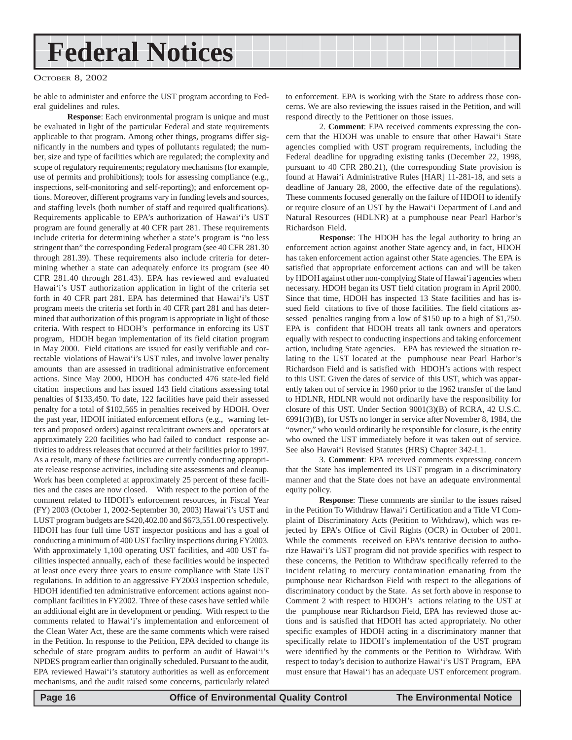be able to administer and enforce the UST program according to Federal guidelines and rules.

**Response**: Each environmental program is unique and must be evaluated in light of the particular Federal and state requirements applicable to that program. Among other things, programs differ significantly in the numbers and types of pollutants regulated; the number, size and type of facilities which are regulated; the complexity and scope of regulatory requirements; regulatory mechanisms (for example, use of permits and prohibitions); tools for assessing compliance (e.g., inspections, self-monitoring and self-reporting); and enforcement options. Moreover, different programs vary in funding levels and sources, and staffing levels (both number of staff and required qualifications). Requirements applicable to EPA's authorization of Hawai'i's UST program are found generally at 40 CFR part 281. These requirements include criteria for determining whether a state's program is "no less stringent than" the corresponding Federal program (see 40 CFR 281.30 through 281.39). These requirements also include criteria for determining whether a state can adequately enforce its program (see 40 CFR 281.40 through 281.43). EPA has reviewed and evaluated Hawai'i's UST authorization application in light of the criteria set forth in 40 CFR part 281. EPA has determined that Hawai'i's UST program meets the criteria set forth in 40 CFR part 281 and has determined that authorization of this program is appropriate in light of those criteria. With respect to HDOH's performance in enforcing its UST program, HDOH began implementation of its field citation program in May 2000. Field citations are issued for easily verifiable and correctable violations of Hawai'i's UST rules, and involve lower penalty amounts than are assessed in traditional administrative enforcement actions. Since May 2000, HDOH has conducted 476 state-led field citation inspections and has issued 143 field citations assessing total penalties of $133,450. To date, 122 facilities have paid their assessed penalty for a total of $102,565 in penalties received by HDOH. Over the past year, HDOH initiated enforcement efforts (e.g., warning letters and proposed orders) against recalcitrant owners and operators at approximately 220 facilities who had failed to conduct response activities to address releases that occurred at their facilities prior to 1997. As a result, many of these facilities are currently conducting appropriate release response activities, including site assessments and cleanup. Work has been completed at approximately 25 percent of these facilities and the cases are now closed. With respect to the portion of the comment related to HDOH's enforcement resources, in Fiscal Year (FY) 2003 (October 1, 2002-September 30, 2003) Hawai'i's UST and LUST program budgets are $420,402.00 and $673,551.00 respectively. HDOH has four full time UST inspector positions and has a goal of conducting a minimum of 400 UST facility inspections during FY2003. With approximately 1,100 operating UST facilities, and 400 UST facilities inspected annually, each of these facilities would be inspected at least once every three years to ensure compliance with State UST regulations. In addition to an aggressive FY2003 inspection schedule, HDOH identified ten administrative enforcement actions against non-compliant facilities in FY2002. Three of these cases have settled while an additional eight are in development or pending. With respect to the comments related to Hawai'i's implementation and enforcement of the Clean Water Act, these are the same comments which were raised in the Petition. In response to the Petition, EPA decided to change its schedule of state program audits to perform an audit of Hawai'i's NPDES program earlier than originally scheduled. Pursuant to the audit, EPA reviewed Hawai'i's statutory authorities as well as enforcement mechanisms, and the audit raised some concerns, particularly related to enforcement. EPA is working with the State to address those concerns. We are also reviewing the issues raised in the Petition, and will respond directly to the Petitioner on those issues.

2. **Comment**: EPA received comments expressing the concern that the HDOH was unable to ensure that other Hawai'i State agencies complied with UST program requirements, including the Federal deadline for upgrading existing tanks (December 22, 1998, pursuant to 40 CFR 280.21), (the corresponding State provision is found at Hawai'i Administrative Rules [HAR] 11-281-18, and sets a deadline of January 28, 2000, the effective date of the regulations). These comments focused generally on the failure of HDOH to identify or require closure of an UST by the Hawai'i Department of Land and Natural Resources (HDLNR) at a pumphouse near Pearl Harbor's Richardson Field.

**Response**: The HDOH has the legal authority to bring an enforcement action against another State agency and, in fact, HDOH has taken enforcement action against other State agencies. The EPA is satisfied that appropriate enforcement actions can and will be taken by HDOH against other non-complying State of Hawai'i agencies when necessary. HDOH began its UST field citation program in April 2000. Since that time, HDOH has inspected 13 State facilities and has issued field citations to five of those facilities. The field citations assessed penalties ranging from a low of $150 up to a high of $1,750. EPA is confident that HDOH treats all tank owners and operators equally with respect to conducting inspections and taking enforcement action, including State agencies. EPA has reviewed the situation relating to the UST located at the pumphouse near Pearl Harbor's Richardson Field and is satisfied with HDOH's actions with respect to this UST. Given the dates of service of this UST, which was apparently taken out of service in 1960 prior to the 1962 transfer of the land to HDLNR, HDLNR would not ordinarily have the responsibility for closure of this UST. Under Section 9001(3)(B) of RCRA, 42 U.S.C. 6991(3)(B), for USTs no longer in service after November 8, 1984, the "owner," who would ordinarily be responsible for closure, is the entity who owned the UST immediately before it was taken out of service. See also Hawai'i Revised Statutes (HRS) Chapter 342-L1.

3. **Comment**: EPA received comments expressing concern that the State has implemented its UST program in a discriminatory manner and that the State does not have an adequate environmental equity policy.

**Response**: These comments are similar to the issues raised in the Petition To Withdraw Hawai'i Certification and a Title VI Complaint of Discriminatory Acts (Petition to Withdraw), which was rejected by EPA's Office of Civil Rights (OCR) in October of 2001. While the comments received on EPA's tentative decision to authorize Hawai'i's UST program did not provide specifics with respect to these concerns, the Petition to Withdraw specifically referred to the incident relating to mercury contamination emanating from the pumphouse near Richardson Field with respect to the allegations of discriminatory conduct by the State. As set forth above in response to Comment 2 with respect to HDOH's actions relating to the UST at the pumphouse near Richardson Field, EPA has reviewed those actions and is satisfied that HDOH has acted appropriately. No other specific examples of HDOH acting in a discriminatory manner that specifically relate to HDOH's implementation of the UST program were identified by the comments or the Petition to Withdraw. With respect to today's decision to authorize Hawai'i's UST Program, EPA must ensure that Hawai'i has an adequate UST enforcement program.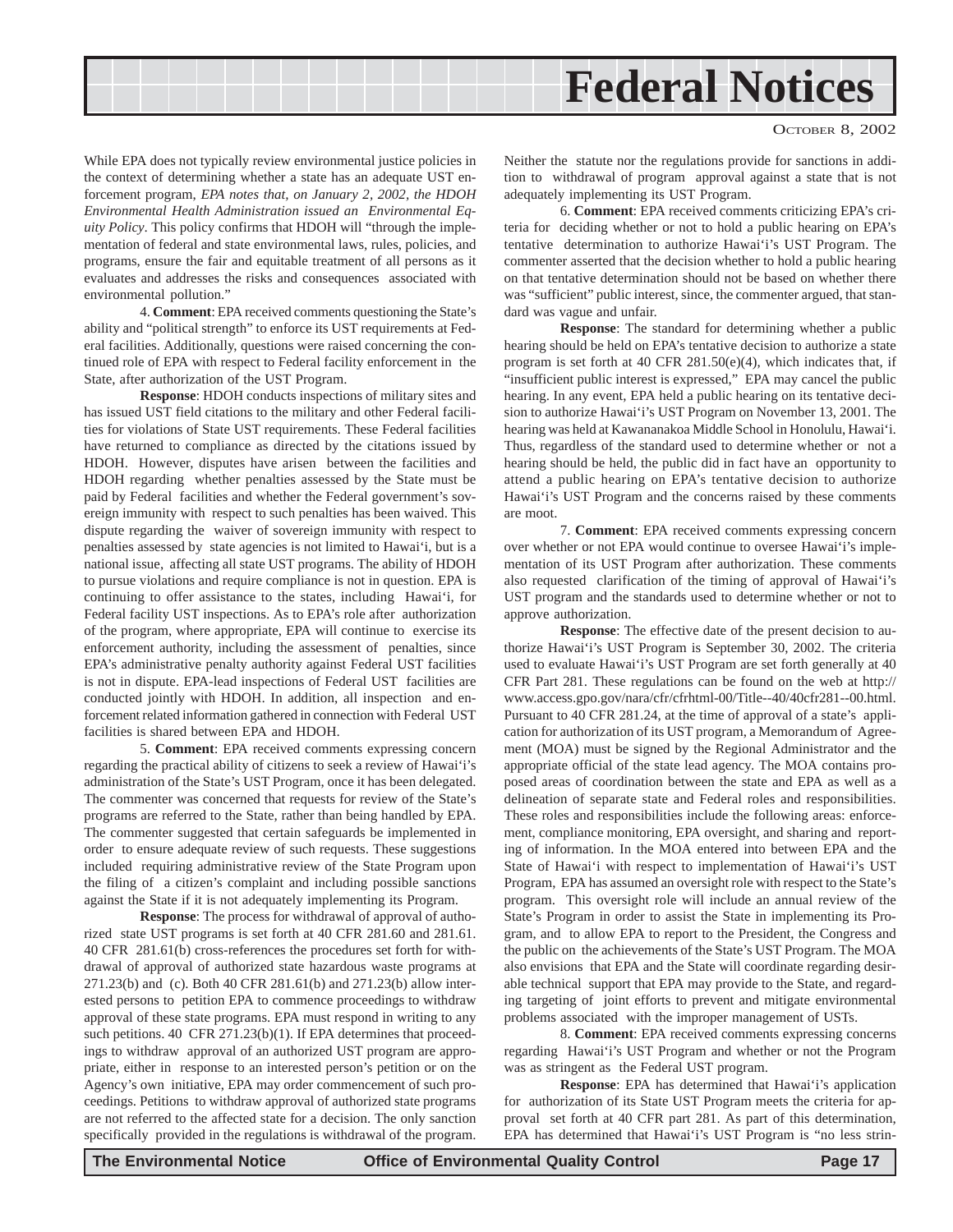While EPA does not typically review environmental justice policies in the context of determining whether a state has an adequate UST enforcement program, *EPA notes that, on January 2, 2002, the HDOH Environmental Health Administration issued an Environmental Equity Policy*. This policy confirms that HDOH will "through the implementation of federal and state environmental laws, rules, policies, and programs, ensure the fair and equitable treatment of all persons as it evaluates and addresses the risks and consequences associated with environmental pollution."

4. **Comment**: EPA received comments questioning the State's ability and "political strength" to enforce its UST requirements at Federal facilities. Additionally, questions were raised concerning the continued role of EPA with respect to Federal facility enforcement in the State, after authorization of the UST Program.

**Response**: HDOH conducts inspections of military sites and has issued UST field citations to the military and other Federal facilities for violations of State UST requirements. These Federal facilities have returned to compliance as directed by the citations issued by HDOH. However, disputes have arisen between the facilities and HDOH regarding whether penalties assessed by the State must be paid by Federal facilities and whether the Federal government's sovereign immunity with respect to such penalties has been waived. This dispute regarding the waiver of sovereign immunity with respect to penalties assessed by state agencies is not limited to Hawai'i, but is a national issue, affecting all state UST programs. The ability of HDOH to pursue violations and require compliance is not in question. EPA is continuing to offer assistance to the states, including Hawai'i, for Federal facility UST inspections. As to EPA's role after authorization of the program, where appropriate, EPA will continue to exercise its enforcement authority, including the assessment of penalties, since EPA's administrative penalty authority against Federal UST facilities is not in dispute. EPA-lead inspections of Federal UST facilities are conducted jointly with HDOH. In addition, all inspection and enforcement related information gathered in connection with Federal UST facilities is shared between EPA and HDOH.

5. **Comment**: EPA received comments expressing concern regarding the practical ability of citizens to seek a review of Hawai'i's administration of the State's UST Program, once it has been delegated. The commenter was concerned that requests for review of the State's programs are referred to the State, rather than being handled by EPA. The commenter suggested that certain safeguards be implemented in order to ensure adequate review of such requests. These suggestions included requiring administrative review of the State Program upon the filing of a citizen's complaint and including possible sanctions against the State if it is not adequately implementing its Program.

**Response**: The process for withdrawal of approval of authorized state UST programs is set forth at 40 CFR 281.60 and 281.61. 40 CFR 281.61(b) cross-references the procedures set forth for withdrawal of approval of authorized state hazardous waste programs at 271.23(b) and (c). Both 40 CFR 281.61(b) and 271.23(b) allow interested persons to petition EPA to commence proceedings to withdraw approval of these state programs. EPA must respond in writing to any such petitions. 40 CFR 271.23(b)(1). If EPA determines that proceedings to withdraw approval of an authorized UST program are appropriate, either in response to an interested person's petition or on the Agency's own initiative, EPA may order commencement of such proceedings. Petitions to withdraw approval of authorized state programs are not referred to the affected state for a decision. The only sanction specifically provided in the regulations is withdrawal of the program. Neither the statute nor the regulations provide for sanctions in addition to withdrawal of program approval against a state that is not adequately implementing its UST Program.

6. **Comment**: EPA received comments criticizing EPA's criteria for deciding whether or not to hold a public hearing on EPA's tentative determination to authorize Hawai'i's UST Program. The commenter asserted that the decision whether to hold a public hearing on that tentative determination should not be based on whether there was "sufficient" public interest, since, the commenter argued, that standard was vague and unfair.

**Response**: The standard for determining whether a public hearing should be held on EPA's tentative decision to authorize a state program is set forth at 40 CFR 281.50(e)(4), which indicates that, if "insufficient public interest is expressed," EPA may cancel the public hearing. In any event, EPA held a public hearing on its tentative decision to authorize Hawai'i's UST Program on November 13, 2001. The hearing was held at Kawananakoa Middle School in Honolulu, Hawai'i. Thus, regardless of the standard used to determine whether or not a hearing should be held, the public did in fact have an opportunity to attend a public hearing on EPA's tentative decision to authorize Hawai'i's UST Program and the concerns raised by these comments are moot.

7. **Comment**: EPA received comments expressing concern over whether or not EPA would continue to oversee Hawai'i's implementation of its UST Program after authorization. These comments also requested clarification of the timing of approval of Hawai'i's UST program and the standards used to determine whether or not to approve authorization.

**Response**: The effective date of the present decision to authorize Hawai'i's UST Program is September 30, 2002. The criteria used to evaluate Hawai'i's UST Program are set forth generally at 40 CFR Part 281. These regulations can be found on the web at http://www.access.gpo.gov/nara/cfr/cfrhtml-00/Title--40/40cfr281--00.html. Pursuant to 40 CFR 281.24, at the time of approval of a state's application for authorization of its UST program, a Memorandum of Agreement (MOA) must be signed by the Regional Administrator and the appropriate official of the state lead agency. The MOA contains proposed areas of coordination between the state and EPA as well as a delineation of separate state and Federal roles and responsibilities. These roles and responsibilities include the following areas: enforcement, compliance monitoring, EPA oversight, and sharing and reporting of information. In the MOA entered into between EPA and the State of Hawai'i with respect to implementation of Hawai'i's UST Program, EPA has assumed an oversight role with respect to the State's program. This oversight role will include an annual review of the State's Program in order to assist the State in implementing its Program, and to allow EPA to report to the President, the Congress and the public on the achievements of the State's UST Program. The MOA also envisions that EPA and the State will coordinate regarding desirable technical support that EPA may provide to the State, and regarding targeting of joint efforts to prevent and mitigate environmental problems associated with the improper management of USTs.

8. **Comment**: EPA received comments expressing concerns regarding Hawai'i's UST Program and whether or not the Program was as stringent as the Federal UST program.

**Response**: EPA has determined that Hawai'i's application for authorization of its State UST Program meets the criteria for approval set forth at 40 CFR part 281. As part of this determination, EPA has determined that Hawai'i's UST Program is "no less strin-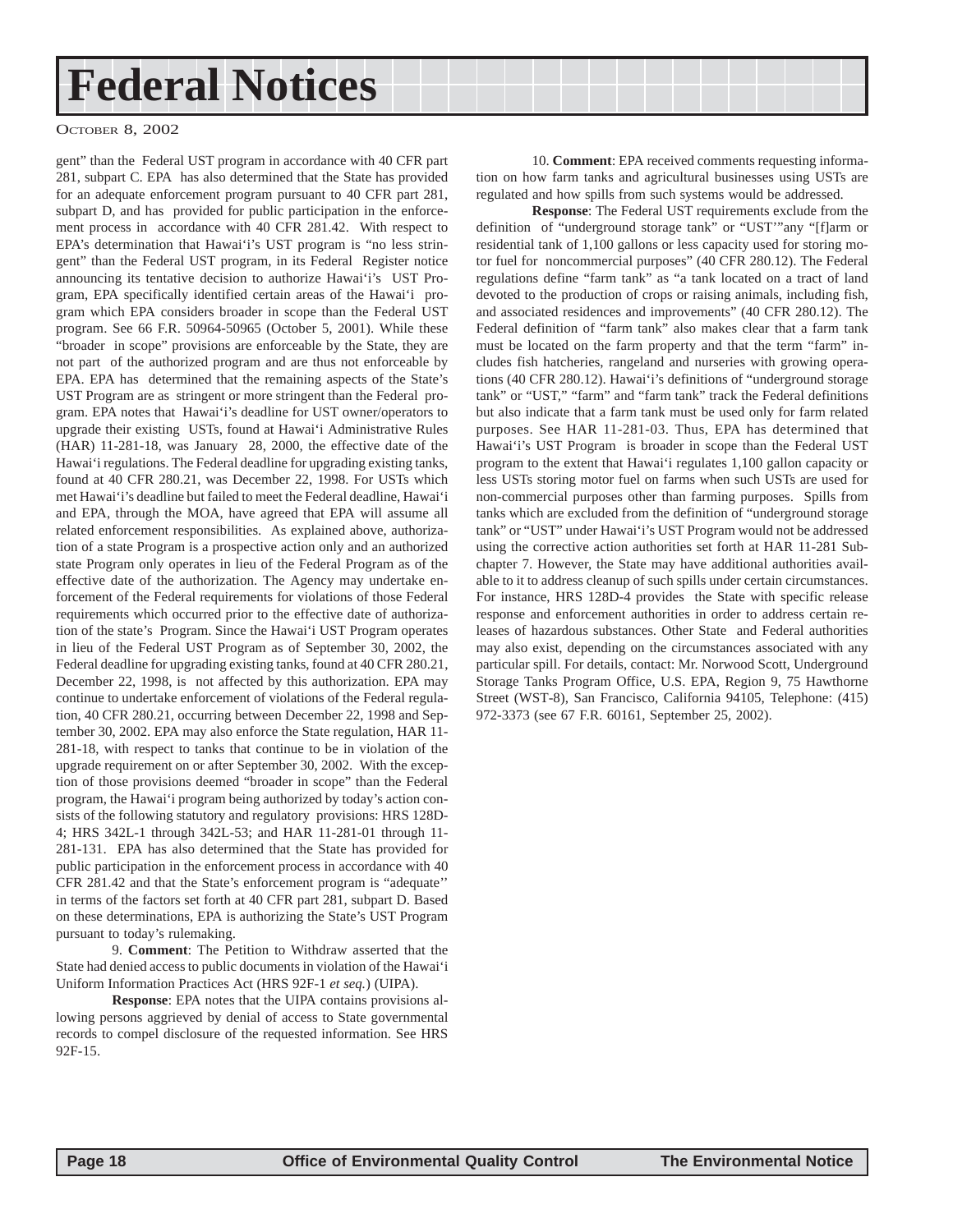# Federal Notices

OCTOBER 8, 2002

gent" than the Federal UST program in accordance with 40 CFR part 281, subpart C. EPA has also determined that the State has provided for an adequate enforcement program pursuant to 40 CFR part 281, subpart D, and has provided for public participation in the enforcement process in accordance with 40 CFR 281.42. With respect to EPA's determination that Hawai'i's UST program is "no less stringent" than the Federal UST program, in its Federal Register notice announcing its tentative decision to authorize Hawai'i's UST Program, EPA specifically identified certain areas of the Hawai'i program which EPA considers broader in scope than the Federal UST program. See 66 F.R. 50964-50965 (October 5, 2001). While these "broader in scope" provisions are enforceable by the State, they are not part of the authorized program and are thus not enforceable by EPA. EPA has determined that the remaining aspects of the State's UST Program are as stringent or more stringent than the Federal program. EPA notes that Hawai'i's deadline for UST owner/operators to upgrade their existing USTs, found at Hawai'i Administrative Rules (HAR) 11-281-18, was January 28, 2000, the effective date of the Hawai'i regulations. The Federal deadline for upgrading existing tanks, found at 40 CFR 280.21, was December 22, 1998. For USTs which met Hawai'i's deadline but failed to meet the Federal deadline, Hawai'i and EPA, through the MOA, have agreed that EPA will assume all related enforcement responsibilities. As explained above, authorization of a state Program is a prospective action only and an authorized state Program only operates in lieu of the Federal Program as of the effective date of the authorization. The Agency may undertake enforcement of the Federal requirements for violations of those Federal requirements which occurred prior to the effective date of authorization of the state's Program. Since the Hawai'i UST Program operates in lieu of the Federal UST Program as of September 30, 2002, the Federal deadline for upgrading existing tanks, found at 40 CFR 280.21, December 22, 1998, is not affected by this authorization. EPA may continue to undertake enforcement of violations of the Federal regulation, 40 CFR 280.21, occurring between December 22, 1998 and September 30, 2002. EPA may also enforce the State regulation, HAR 11-281-18, with respect to tanks that continue to be in violation of the upgrade requirement on or after September 30, 2002. With the exception of those provisions deemed "broader in scope" than the Federal program, the Hawai'i program being authorized by today's action consists of the following statutory and regulatory provisions: HRS 128D-4; HRS 342L-1 through 342L-53; and HAR 11-281-01 through 11-281-131. EPA has also determined that the State has provided for public participation in the enforcement process in accordance with 40 CFR 281.42 and that the State's enforcement program is "adequate'' in terms of the factors set forth at 40 CFR part 281, subpart D. Based on these determinations, EPA is authorizing the State's UST Program pursuant to today's rulemaking.

9. **Comment**: The Petition to Withdraw asserted that the State had denied access to public documents in violation of the Hawai'i Uniform Information Practices Act (HRS 92F-1 *et seq.*) (UIPA).

**Response**: EPA notes that the UIPA contains provisions allowing persons aggrieved by denial of access to State governmental records to compel disclosure of the requested information. See HRS 92F-15.

10. **Comment**: EPA received comments requesting information on how farm tanks and agricultural businesses using USTs are regulated and how spills from such systems would be addressed.

**Response**: The Federal UST requirements exclude from the definition of "underground storage tank" or "UST'"any "[f]arm or residential tank of 1,100 gallons or less capacity used for storing motor fuel for noncommercial purposes" (40 CFR 280.12). The Federal regulations define "farm tank" as "a tank located on a tract of land devoted to the production of crops or raising animals, including fish, and associated residences and improvements" (40 CFR 280.12). The Federal definition of "farm tank" also makes clear that a farm tank must be located on the farm property and that the term "farm" includes fish hatcheries, rangeland and nurseries with growing operations (40 CFR 280.12). Hawai'i's definitions of "underground storage tank" or "UST," "farm" and "farm tank" track the Federal definitions but also indicate that a farm tank must be used only for farm related purposes. See HAR 11-281-03. Thus, EPA has determined that Hawai'i's UST Program is broader in scope than the Federal UST program to the extent that Hawai'i regulates 1,100 gallon capacity or less USTs storing motor fuel on farms when such USTs are used for non-commercial purposes other than farming purposes. Spills from tanks which are excluded from the definition of "underground storage tank" or "UST" under Hawai'i's UST Program would not be addressed using the corrective action authorities set forth at HAR 11-281 Subchapter 7. However, the State may have additional authorities available to it to address cleanup of such spills under certain circumstances. For instance, HRS 128D-4 provides the State with specific release response and enforcement authorities in order to address certain releases of hazardous substances. Other State and Federal authorities may also exist, depending on the circumstances associated with any particular spill. For details, contact: Mr. Norwood Scott, Underground Storage Tanks Program Office, U.S. EPA, Region 9, 75 Hawthorne Street (WST-8), San Francisco, California 94105, Telephone: (415) 972-3373 (see 67 F.R. 60161, September 25, 2002).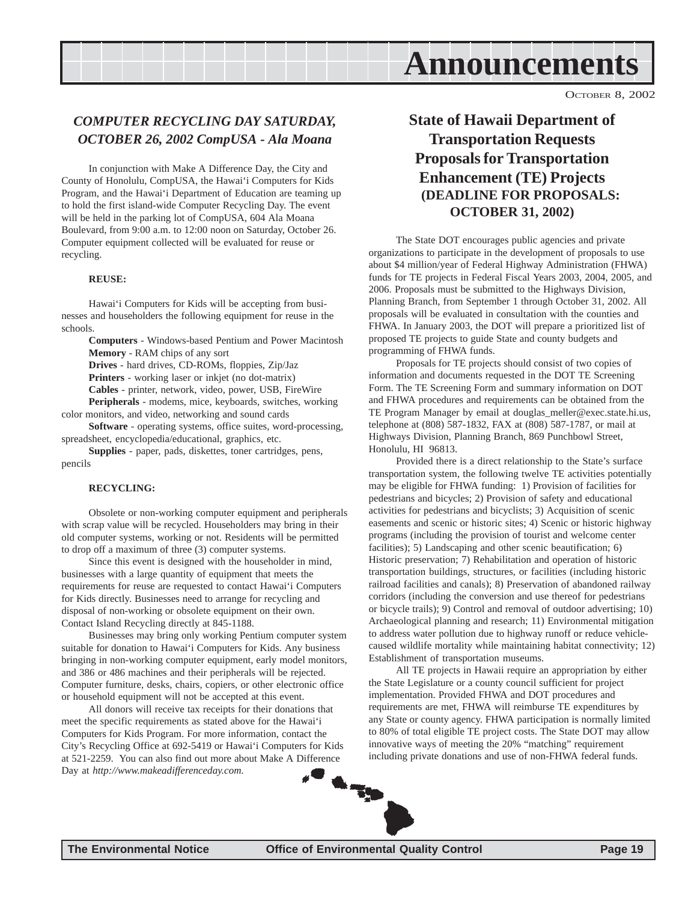# Announcements

October 8, 2002

## *COMPUTER RECYCLING DAY SATURDAY, OCTOBER 26, 2002 CompUSA - Ala Moana*

In conjunction with Make A Difference Day, the City and County of Honolulu, CompUSA, the Hawai'i Computers for Kids Program, and the Hawai'i Department of Education are teaming up to hold the first island-wide Computer Recycling Day. The event will be held in the parking lot of CompUSA, 604 Ala Moana Boulevard, from 9:00 a.m. to 12:00 noon on Saturday, October 26. Computer equipment collected will be evaluated for reuse or recycling.

**REUSE:**

Hawai'i Computers for Kids will be accepting from businesses and householders the following equipment for reuse in the schools.

**Computers** - Windows-based Pentium and Power Macintosh
**Memory** - RAM chips of any sort
**Drives** - hard drives, CD-ROMs, floppies, Zip/Jaz
**Printers** - working laser or inkjet (no dot-matrix)
**Cables** - printer, network, video, power, USB, FireWire
**Peripherals** - modems, mice, keyboards, switches, working color monitors, and video, networking and sound cards
**Software** - operating systems, office suites, word-processing, spreadsheet, encyclopedia/educational, graphics, etc.
**Supplies** - paper, pads, diskettes, toner cartridges, pens, pencils

**RECYCLING:**

Obsolete or non-working computer equipment and peripherals with scrap value will be recycled. Householders may bring in their old computer systems, working or not. Residents will be permitted to drop off a maximum of three (3) computer systems.

Since this event is designed with the householder in mind, businesses with a large quantity of equipment that meets the requirements for reuse are requested to contact Hawai'i Computers for Kids directly. Businesses need to arrange for recycling and disposal of non-working or obsolete equipment on their own. Contact Island Recycling directly at 845-1188.

Businesses may bring only working Pentium computer system suitable for donation to Hawai'i Computers for Kids. Any business bringing in non-working computer equipment, early model monitors, and 386 or 486 machines and their peripherals will be rejected. Computer furniture, desks, chairs, copiers, or other electronic office or household equipment will not be accepted at this event.

All donors will receive tax receipts for their donations that meet the specific requirements as stated above for the Hawai'i Computers for Kids Program. For more information, contact the City's Recycling Office at 692-5419 or Hawai'i Computers for Kids at 521-2259. You can also find out more about Make A Difference Day at *http://www.makeadifferenceday.com.*

## State of Hawaii Department of Transportation Requests Proposals for Transportation Enhancement (TE) Projects (DEADLINE FOR PROPOSALS: OCTOBER 31, 2002)

The State DOT encourages public agencies and private organizations to participate in the development of proposals to use about $4 million/year of Federal Highway Administration (FHWA) funds for TE projects in Federal Fiscal Years 2003, 2004, 2005, and 2006. Proposals must be submitted to the Highways Division, Planning Branch, from September 1 through October 31, 2002. All proposals will be evaluated in consultation with the counties and FHWA. In January 2003, the DOT will prepare a prioritized list of proposed TE projects to guide State and county budgets and programming of FHWA funds.

Proposals for TE projects should consist of two copies of information and documents requested in the DOT TE Screening Form. The TE Screening Form and summary information on DOT and FHWA procedures and requirements can be obtained from the TE Program Manager by email at douglas_meller@exec.state.hi.us, telephone at (808) 587-1832, FAX at (808) 587-1787, or mail at Highways Division, Planning Branch, 869 Punchbowl Street, Honolulu, HI 96813.

Provided there is a direct relationship to the State's surface transportation system, the following twelve TE activities potentially may be eligible for FHWA funding: 1) Provision of facilities for pedestrians and bicycles; 2) Provision of safety and educational activities for pedestrians and bicyclists; 3) Acquisition of scenic easements and scenic or historic sites; 4) Scenic or historic highway programs (including the provision of tourist and welcome center facilities); 5) Landscaping and other scenic beautification; 6) Historic preservation; 7) Rehabilitation and operation of historic transportation buildings, structures, or facilities (including historic railroad facilities and canals); 8) Preservation of abandoned railway corridors (including the conversion and use thereof for pedestrians or bicycle trails); 9) Control and removal of outdoor advertising; 10) Archaeological planning and research; 11) Environmental mitigation to address water pollution due to highway runoff or reduce vehicle-caused wildlife mortality while maintaining habitat connectivity; 12) Establishment of transportation museums.

All TE projects in Hawaii require an appropriation by either the State Legislature or a county council sufficient for project implementation. Provided FHWA and DOT procedures and requirements are met, FHWA will reimburse TE expenditures by any State or county agency. FHWA participation is normally limited to 80% of total eligible TE project costs. The State DOT may allow innovative ways of meeting the 20% "matching" requirement including private donations and use of non-FHWA federal funds.